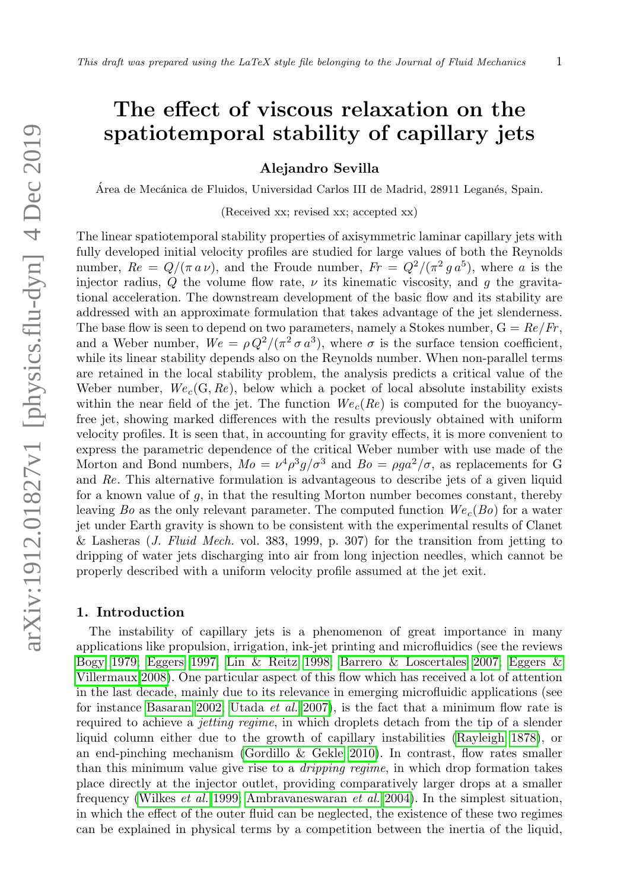# The effect of viscous relaxation on the spatiotemporal stability of capillary jets

**Alejandro Sevilla**

Área de Mecánica de Fluidos, Universidad Carlos III de Madrid, 28911 Leganés, Spain.

(Received xx; revised xx; accepted xx)

The linear spatiotemporal stability properties of axisymmetric laminar capillary jets with fully developed initial velocity profiles are studied for large values of both the Reynolds number, $Re = Q/(\pi\, a\, \nu)$, and the Froude number, $Fr = Q^2/(\pi^2\, g\, a^5)$, where $a$ is the injector radius, $Q$ the volume flow rate, $\nu$ its kinematic viscosity, and $g$ the gravitational acceleration. The downstream development of the basic flow and its stability are addressed with an approximate formulation that takes advantage of the jet slenderness. The base flow is seen to depend on two parameters, namely a Stokes number, $\mathrm{G} = Re/Fr$, and a Weber number, $We = \rho\, Q^2/(\pi^2\, \sigma\, a^3)$, where $\sigma$ is the surface tension coefficient, while its linear stability depends also on the Reynolds number. When non-parallel terms are retained in the local stability problem, the analysis predicts a critical value of the Weber number, $We_c(\mathrm{G}, Re)$, below which a pocket of local absolute instability exists within the near field of the jet. The function $We_c(Re)$ is computed for the buoyancy-free jet, showing marked differences with the results previously obtained with uniform velocity profiles. It is seen that, in accounting for gravity effects, it is more convenient to express the parametric dependence of the critical Weber number with use made of the Morton and Bond numbers, $Mo = \nu^4\rho^3 g/\sigma^3$ and $Bo = \rho g a^2/\sigma$, as replacements for $\mathrm{G}$ and $Re$. This alternative formulation is advantageous to describe jets of a given liquid for a known value of $g$, in that the resulting Morton number becomes constant, thereby leaving $Bo$ as the only relevant parameter. The computed function $We_c(Bo)$ for a water jet under Earth gravity is shown to be consistent with the experimental results of Clanet & Lasheras (*J. Fluid Mech.* vol. 383, 1999, p. 307) for the transition from jetting to dripping of water jets discharging into air from long injection needles, which cannot be properly described with a uniform velocity profile assumed at the jet exit.

## 1. Introduction

The instability of capillary jets is a phenomenon of great importance in many applications like propulsion, irrigation, ink-jet printing and microfluidics (see the reviews Bogy 1979; Eggers 1997; Lin & Reitz 1998; Barrero & Loscertales 2007; Eggers & Villermaux 2008). One particular aspect of this flow which has received a lot of attention in the last decade, mainly due to its relevance in emerging microfluidic applications (see for instance Basaran 2002; Utada *et al.* 2007), is the fact that a minimum flow rate is required to achieve a *jetting regime*, in which droplets detach from the tip of a slender liquid column either due to the growth of capillary instabilities (Rayleigh 1878), or an end-pinching mechanism (Gordillo & Gekle 2010). In contrast, flow rates smaller than this minimum value give rise to a *dripping regime*, in which drop formation takes place directly at the injector outlet, providing comparatively larger drops at a smaller frequency (Wilkes *et al.* 1999; Ambravaneswaran *et al.* 2004). In the simplest situation, in which the effect of the outer fluid can be neglected, the existence of these two regimes can be explained in physical terms by a competition between the inertia of the liquid,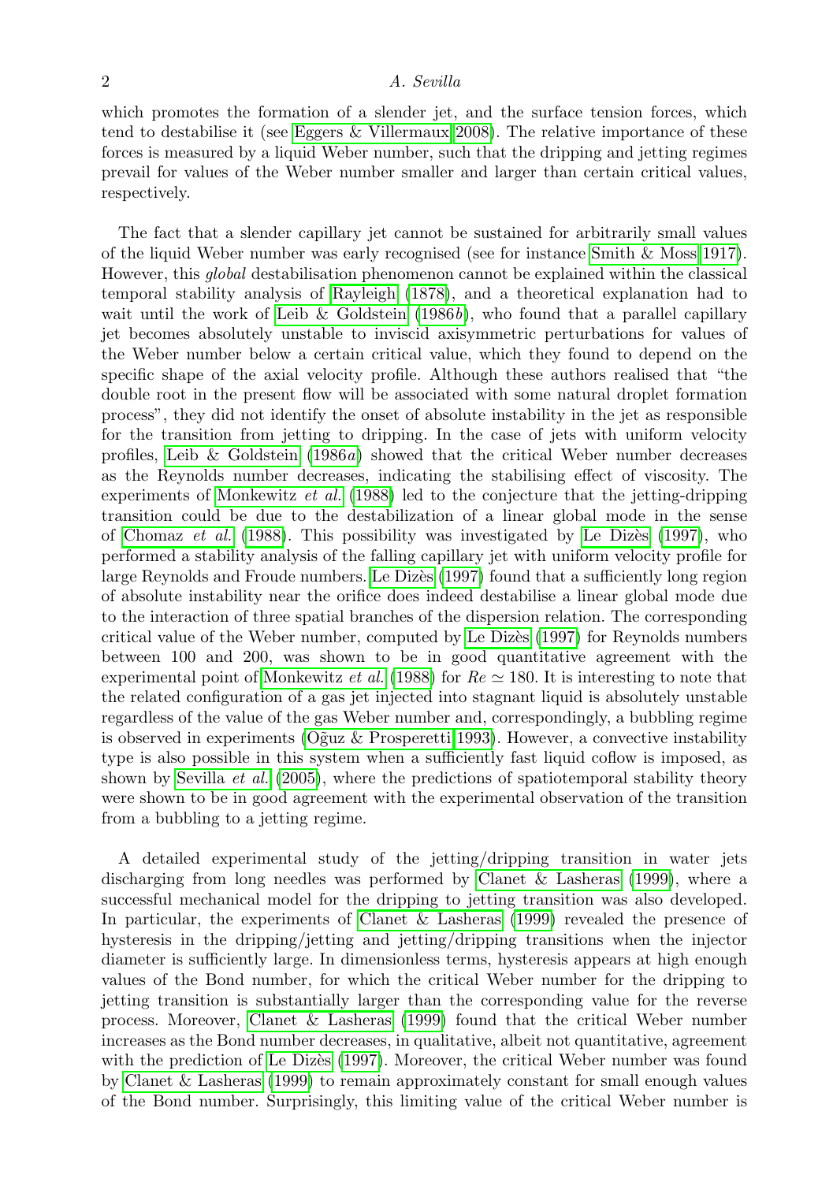which promotes the formation of a slender jet, and the surface tension forces, which tend to destabilise it (see Eggers & Villermaux 2008). The relative importance of these forces is measured by a liquid Weber number, such that the dripping and jetting regimes prevail for values of the Weber number smaller and larger than certain critical values, respectively.

The fact that a slender capillary jet cannot be sustained for arbitrarily small values of the liquid Weber number was early recognised (see for instance Smith & Moss 1917). However, this *global* destabilisation phenomenon cannot be explained within the classical temporal stability analysis of Rayleigh (1878), and a theoretical explanation had to wait until the work of Leib & Goldstein (1986*b*), who found that a parallel capillary jet becomes absolutely unstable to inviscid axisymmetric perturbations for values of the Weber number below a certain critical value, which they found to depend on the specific shape of the axial velocity profile. Although these authors realised that "the double root in the present flow will be associated with some natural droplet formation process", they did not identify the onset of absolute instability in the jet as responsible for the transition from jetting to dripping. In the case of jets with uniform velocity profiles, Leib & Goldstein (1986*a*) showed that the critical Weber number decreases as the Reynolds number decreases, indicating the stabilising effect of viscosity. The experiments of Monkewitz *et al.* (1988) led to the conjecture that the jetting-dripping transition could be due to the destabilization of a linear global mode in the sense of Chomaz *et al.* (1988). This possibility was investigated by Le Dizès (1997), who performed a stability analysis of the falling capillary jet with uniform velocity profile for large Reynolds and Froude numbers. Le Dizès (1997) found that a sufficiently long region of absolute instability near the orifice does indeed destabilise a linear global mode due to the interaction of three spatial branches of the dispersion relation. The corresponding critical value of the Weber number, computed by Le Dizès (1997) for Reynolds numbers between 100 and 200, was shown to be in good quantitative agreement with the experimental point of Monkewitz *et al.* (1988) for $Re \simeq 180$. It is interesting to note that the related configuration of a gas jet injected into stagnant liquid is absolutely unstable regardless of the value of the gas Weber number and, correspondingly, a bubbling regime is observed in experiments (Oğuz & Prosperetti 1993). However, a convective instability type is also possible in this system when a sufficiently fast liquid coflow is imposed, as shown by Sevilla *et al.* (2005), where the predictions of spatiotemporal stability theory were shown to be in good agreement with the experimental observation of the transition from a bubbling to a jetting regime.

A detailed experimental study of the jetting/dripping transition in water jets discharging from long needles was performed by Clanet & Lasheras (1999), where a successful mechanical model for the dripping to jetting transition was also developed. In particular, the experiments of Clanet & Lasheras (1999) revealed the presence of hysteresis in the dripping/jetting and jetting/dripping transitions when the injector diameter is sufficiently large. In dimensionless terms, hysteresis appears at high enough values of the Bond number, for which the critical Weber number for the dripping to jetting transition is substantially larger than the corresponding value for the reverse process. Moreover, Clanet & Lasheras (1999) found that the critical Weber number increases as the Bond number decreases, in qualitative, albeit not quantitative, agreement with the prediction of Le Dizès (1997). Moreover, the critical Weber number was found by Clanet & Lasheras (1999) to remain approximately constant for small enough values of the Bond number. Surprisingly, this limiting value of the critical Weber number is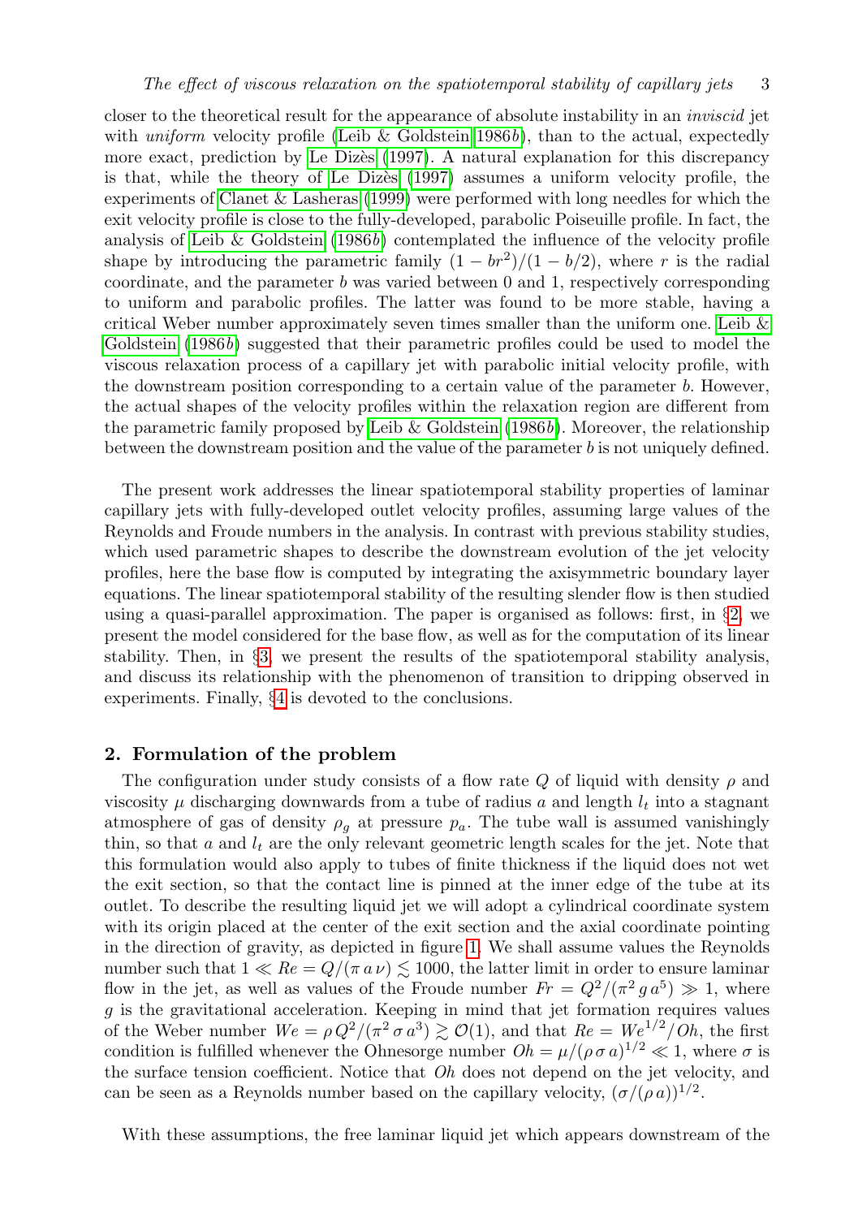closer to the theoretical result for the appearance of absolute instability in an *inviscid* jet with *uniform* velocity profile (Leib & Goldstein 1986*b*), than to the actual, expectedly more exact, prediction by Le Dizès (1997). A natural explanation for this discrepancy is that, while the theory of Le Dizès (1997) assumes a uniform velocity profile, the experiments of Clanet & Lasheras (1999) were performed with long needles for which the exit velocity profile is close to the fully-developed, parabolic Poiseuille profile. In fact, the analysis of Leib & Goldstein (1986*b*) contemplated the influence of the velocity profile shape by introducing the parametric family $(1 - br^2)/(1 - b/2)$, where $r$ is the radial coordinate, and the parameter $b$ was varied between 0 and 1, respectively corresponding to uniform and parabolic profiles. The latter was found to be more stable, having a critical Weber number approximately seven times smaller than the uniform one. Leib & Goldstein (1986*b*) suggested that their parametric profiles could be used to model the viscous relaxation process of a capillary jet with parabolic initial velocity profile, with the downstream position corresponding to a certain value of the parameter $b$. However, the actual shapes of the velocity profiles within the relaxation region are different from the parametric family proposed by Leib & Goldstein (1986*b*). Moreover, the relationship between the downstream position and the value of the parameter $b$ is not uniquely defined.

The present work addresses the linear spatiotemporal stability properties of laminar capillary jets with fully-developed outlet velocity profiles, assuming large values of the Reynolds and Froude numbers in the analysis. In contrast with previous stability studies, which used parametric shapes to describe the downstream evolution of the jet velocity profiles, here the base flow is computed by integrating the axisymmetric boundary layer equations. The linear spatiotemporal stability of the resulting slender flow is then studied using a quasi-parallel approximation. The paper is organised as follows: first, in §2, we present the model considered for the base flow, as well as for the computation of its linear stability. Then, in §3, we present the results of the spatiotemporal stability analysis, and discuss its relationship with the phenomenon of transition to dripping observed in experiments. Finally, §4 is devoted to the conclusions.

## 2. Formulation of the problem

The configuration under study consists of a flow rate $Q$ of liquid with density $\rho$ and viscosity $\mu$ discharging downwards from a tube of radius $a$ and length $l_t$ into a stagnant atmosphere of gas of density $\rho_g$ at pressure $p_a$. The tube wall is assumed vanishingly thin, so that $a$ and $l_t$ are the only relevant geometric length scales for the jet. Note that this formulation would also apply to tubes of finite thickness if the liquid does not wet the exit section, so that the contact line is pinned at the inner edge of the tube at its outlet. To describe the resulting liquid jet we will adopt a cylindrical coordinate system with its origin placed at the center of the exit section and the axial coordinate pointing in the direction of gravity, as depicted in figure 1. We shall assume values the Reynolds number such that $1 \ll Re = Q/(\pi\, a\, \nu) \lesssim 1000$, the latter limit in order to ensure laminar flow in the jet, as well as values of the Froude number $Fr = Q^2/(\pi^2\, g\, a^5) \gg 1$, where $g$ is the gravitational acceleration. Keeping in mind that jet formation requires values of the Weber number $We = \rho\, Q^2/(\pi^2\, \sigma\, a^3) \gtrsim \mathcal{O}(1)$, and that $Re = We^{1/2}/Oh$, the first condition is fulfilled whenever the Ohnesorge number $Oh = \mu/(\rho\, \sigma\, a)^{1/2} \ll 1$, where $\sigma$ is the surface tension coefficient. Notice that $Oh$ does not depend on the jet velocity, and can be seen as a Reynolds number based on the capillary velocity, $(\sigma/(\rho\, a))^{1/2}$.

With these assumptions, the free laminar liquid jet which appears downstream of the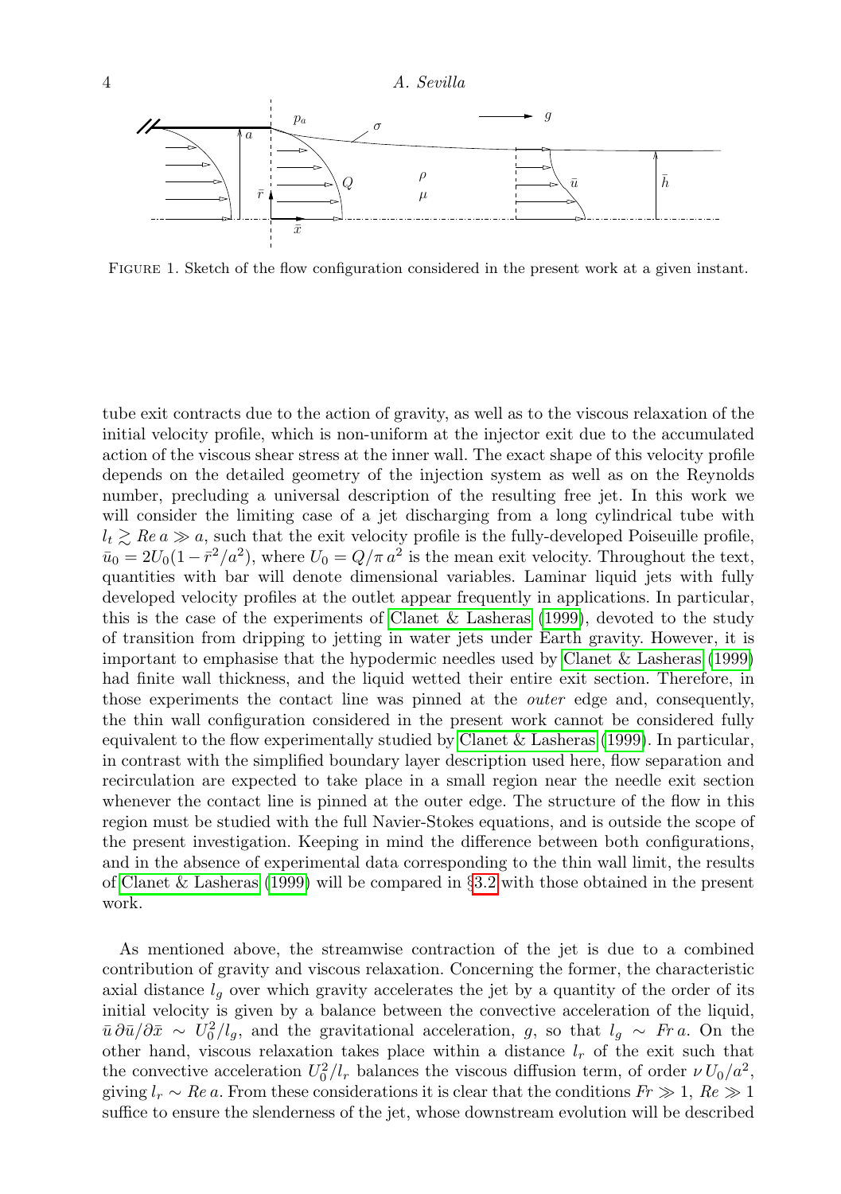p_a
σ
g
a
Q
ρ
μ
$\bar{u}$
$\bar{h}$
$\bar{r}$
$\bar{x}$

FIGURE 1. Sketch of the flow configuration considered in the present work at a given instant.

tube exit contracts due to the action of gravity, as well as to the viscous relaxation of the initial velocity profile, which is non-uniform at the injector exit due to the accumulated action of the viscous shear stress at the inner wall. The exact shape of this velocity profile depends on the detailed geometry of the injection system as well as on the Reynolds number, precluding a universal description of the resulting free jet. In this work we will consider the limiting case of a jet discharging from a long cylindrical tube with $l_t \gtrsim Re\, a \gg a$, such that the exit velocity profile is the fully-developed Poiseuille profile, $\bar{u}_0 = 2U_0(1 - \bar{r}^2/a^2)$, where $U_0 = Q/\pi\, a^2$ is the mean exit velocity. Throughout the text, quantities with bar will denote dimensional variables. Laminar liquid jets with fully developed velocity profiles at the outlet appear frequently in applications. In particular, this is the case of the experiments of Clanet & Lasheras (1999), devoted to the study of transition from dripping to jetting in water jets under Earth gravity. However, it is important to emphasise that the hypodermic needles used by Clanet & Lasheras (1999) had finite wall thickness, and the liquid wetted their entire exit section. Therefore, in those experiments the contact line was pinned at the *outer* edge and, consequently, the thin wall configuration considered in the present work cannot be considered fully equivalent to the flow experimentally studied by Clanet & Lasheras (1999). In particular, in contrast with the simplified boundary layer description used here, flow separation and recirculation are expected to take place in a small region near the needle exit section whenever the contact line is pinned at the outer edge. The structure of the flow in this region must be studied with the full Navier-Stokes equations, and is outside the scope of the present investigation. Keeping in mind the difference between both configurations, and in the absence of experimental data corresponding to the thin wall limit, the results of Clanet & Lasheras (1999) will be compared in §3.2 with those obtained in the present work.

As mentioned above, the streamwise contraction of the jet is due to a combined contribution of gravity and viscous relaxation. Concerning the former, the characteristic axial distance $l_g$ over which gravity accelerates the jet by a quantity of the order of its initial velocity is given by a balance between the convective acceleration of the liquid, $\bar{u}\,\partial\bar{u}/\partial\bar{x} \sim U_0^2/l_g$, and the gravitational acceleration, $g$, so that $l_g \sim Fr\, a$. On the other hand, viscous relaxation takes place within a distance $l_r$ of the exit such that the convective acceleration $U_0^2/l_r$ balances the viscous diffusion term, of order $\nu\, U_0/a^2$, giving $l_r \sim Re\, a$. From these considerations it is clear that the conditions $Fr \gg 1$, $Re \gg 1$ suffice to ensure the slenderness of the jet, whose downstream evolution will be described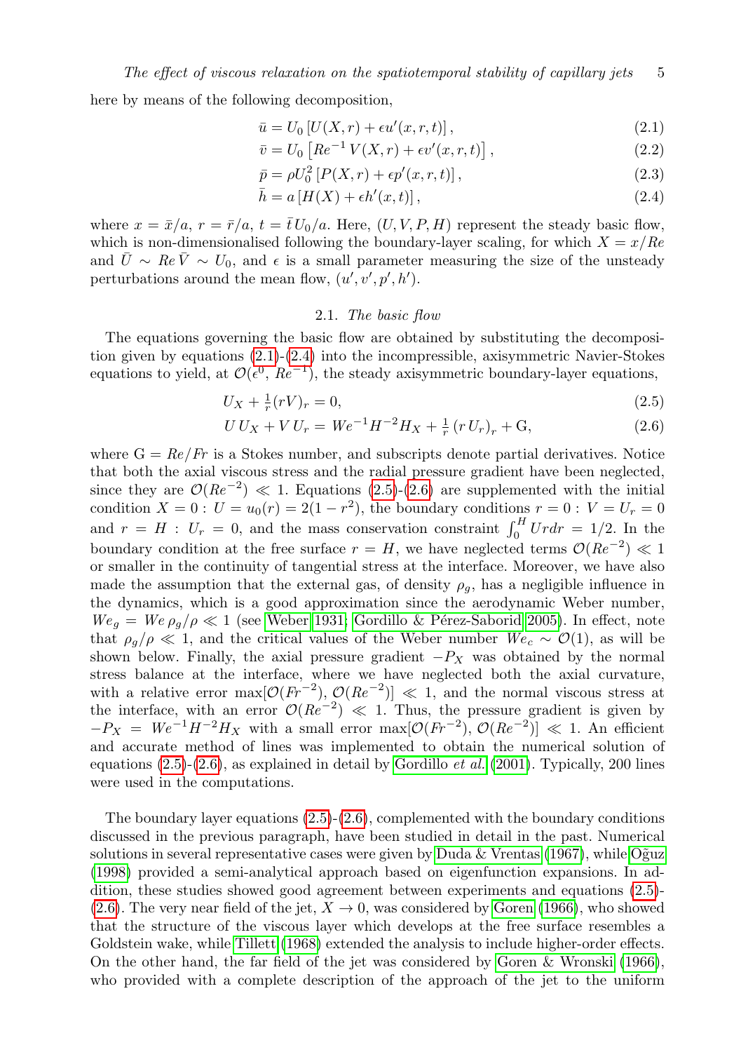here by means of the following decomposition,

$$\bar{u} = U_0 \left[ U(X,r) + \epsilon u'(x,r,t) \right], \tag{2.1}$$

$$\bar{v} = U_0 \left[ Re^{-1} V(X,r) + \epsilon v'(x,r,t) \right], \tag{2.2}$$

$$\bar{p} = \rho U_0^2 \left[ P(X,r) + \epsilon p'(x,r,t) \right], \tag{2.3}$$

$$\bar{h} = a \left[ H(X) + \epsilon h'(x,t) \right], \tag{2.4}$$

where $x = \bar{x}/a$, $r = \bar{r}/a$, $t = \bar{t}\, U_0/a$. Here, $(U,V,P,H)$ represent the steady basic flow, which is non-dimensionalised following the boundary-layer scaling, for which $X = x/Re$ and $\bar{U} \sim Re\, \bar{V} \sim U_0$, and $\epsilon$ is a small parameter measuring the size of the unsteady perturbations around the mean flow, $(u', v', p', h')$.

### 2.1. *The basic flow*

The equations governing the basic flow are obtained by substituting the decomposition given by equations (2.1)-(2.4) into the incompressible, axisymmetric Navier-Stokes equations to yield, at $\mathcal{O}(\epsilon^0,\, Re^{-1})$, the steady axisymmetric boundary-layer equations,

$$U_X + \tfrac{1}{r}(rV)_r = 0, \tag{2.5}$$

$$U\, U_X + V\, U_r = We^{-1} H^{-2} H_X + \tfrac{1}{r}\left( r\, U_r \right)_r + \mathrm{G}, \tag{2.6}$$

where $\mathrm{G} = Re/Fr$ is a Stokes number, and subscripts denote partial derivatives. Notice that both the axial viscous stress and the radial pressure gradient have been neglected, since they are $\mathcal{O}(Re^{-2}) \ll 1$. Equations (2.5)-(2.6) are supplemented with the initial condition $X = 0:\ U = u_0(r) = 2(1 - r^2)$, the boundary conditions $r = 0:\ V = U_r = 0$ and $r = H:\ U_r = 0$, and the mass conservation constraint $\int_0^H U r dr = 1/2$. In the boundary condition at the free surface $r = H$, we have neglected terms $\mathcal{O}(Re^{-2}) \ll 1$ or smaller in the continuity of tangential stress at the interface. Moreover, we have also made the assumption that the external gas, of density $\rho_g$, has a negligible influence in the dynamics, which is a good approximation since the aerodynamic Weber number, $We_g = We\, \rho_g/\rho \ll 1$ (see Weber 1931; Gordillo & Pérez-Saborid 2005). In effect, note that $\rho_g/\rho \ll 1$, and the critical values of the Weber number $We_c \sim \mathcal{O}(1)$, as will be shown below. Finally, the axial pressure gradient $-P_X$ was obtained by the normal stress balance at the interface, where we have neglected both the axial curvature, with a relative error $\max[\mathcal{O}(Fr^{-2}),\, \mathcal{O}(Re^{-2})] \ll 1$, and the normal viscous stress at the interface, with an error $\mathcal{O}(Re^{-2}) \ll 1$. Thus, the pressure gradient is given by $-P_X = We^{-1} H^{-2} H_X$ with a small error $\max[\mathcal{O}(Fr^{-2}),\, \mathcal{O}(Re^{-2})] \ll 1$. An efficient and accurate method of lines was implemented to obtain the numerical solution of equations (2.5)-(2.6), as explained in detail by Gordillo *et al.* (2001). Typically, 200 lines were used in the computations.

The boundary layer equations (2.5)-(2.6), complemented with the boundary conditions discussed in the previous paragraph, have been studied in detail in the past. Numerical solutions in several representative cases were given by Duda & Vrentas (1967), while Oğuz (1998) provided a semi-analytical approach based on eigenfunction expansions. In addition, these studies showed good agreement between experiments and equations (2.5)-(2.6). The very near field of the jet, $X \to 0$, was considered by Goren (1966), who showed that the structure of the viscous layer which develops at the free surface resembles a Goldstein wake, while Tillett (1968) extended the analysis to include higher-order effects. On the other hand, the far field of the jet was considered by Goren & Wronski (1966), who provided with a complete description of the approach of the jet to the uniform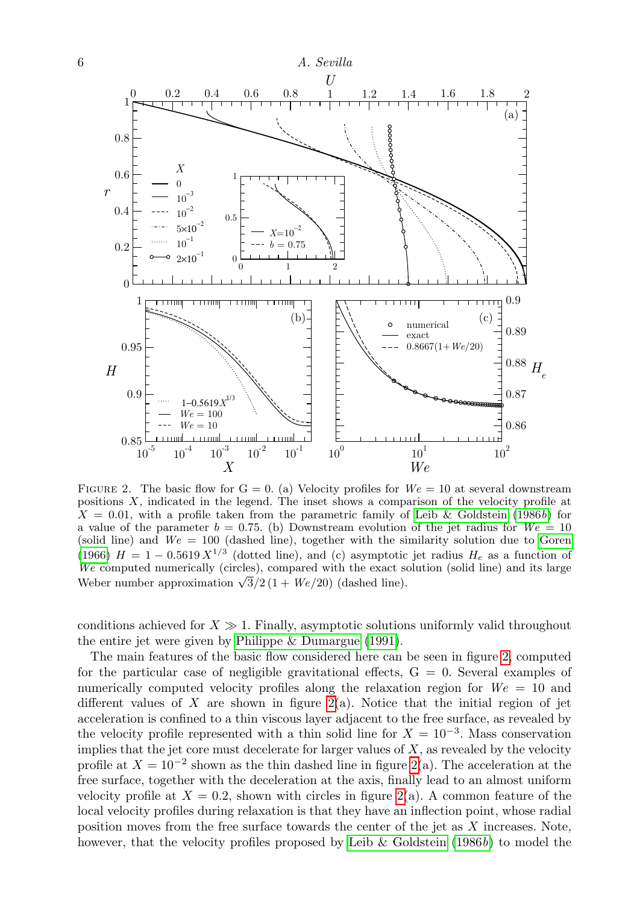U

0 0.2 0.4 0.6 0.8 1 1.2 1.4 1.6 1.8 2

r

1 0.8 0.6 0.4 0.2 0

(a)

X
0
$10^{-3}$
$10^{-2}$
$5{\times}10^{-2}$
$10^{-1}$
$2{\times}10^{-1}$

$X{=}10^{-2}$
$b$ = 0.75

H

1 0.95 0.9 0.85

(b)

$1{-}0.5619X^{1/3}$
$We$ = 100
$We$ = 10

$10^{-5}$ $10^{-4}$ $10^{-3}$ $10^{-2}$ $10^{-1}$

X

(c)

numerical
exact
$0.8667(1{+}We/20)$

$H_e$

0.9 0.89 0.88 0.87 0.86

$10^{0}$ $10^{1}$ $10^{2}$

We

FIGURE 2. The basic flow for G = 0. (a) Velocity profiles for $We = 10$ at several downstream positions $X$, indicated in the legend. The inset shows a comparison of the velocity profile at $X = 0.01$, with a profile taken from the parametric family of Leib & Goldstein (1986*b*) for a value of the parameter $b = 0.75$. (b) Downstream evolution of the jet radius for $We = 10$ (solid line) and $We = 100$ (dashed line), together with the similarity solution due to Goren (1966) $H = 1 - 0.5619\,X^{1/3}$ (dotted line), and (c) asymptotic jet radius $H_e$ as a function of $We$ computed numerically (circles), compared with the exact solution (solid line) and its large Weber number approximation $\sqrt{3}/2\,(1 + We/20)$ (dashed line).

conditions achieved for $X \gg 1$. Finally, asymptotic solutions uniformly valid throughout the entire jet were given by Philippe & Dumargue (1991).

The main features of the basic flow considered here can be seen in figure 2, computed for the particular case of negligible gravitational effects, G = 0. Several examples of numerically computed velocity profiles along the relaxation region for $We = 10$ and different values of $X$ are shown in figure 2(a). Notice that the initial region of jet acceleration is confined to a thin viscous layer adjacent to the free surface, as revealed by the velocity profile represented with a thin solid line for $X = 10^{-3}$. Mass conservation implies that the jet core must decelerate for larger values of $X$, as revealed by the velocity profile at $X = 10^{-2}$ shown as the thin dashed line in figure 2(a). The acceleration at the free surface, together with the deceleration at the axis, finally lead to an almost uniform velocity profile at $X = 0.2$, shown with circles in figure 2(a). A common feature of the local velocity profiles during relaxation is that they have an inflection point, whose radial position moves from the free surface towards the center of the jet as $X$ increases. Note, however, that the velocity profiles proposed by Leib & Goldstein (1986*b*) to model the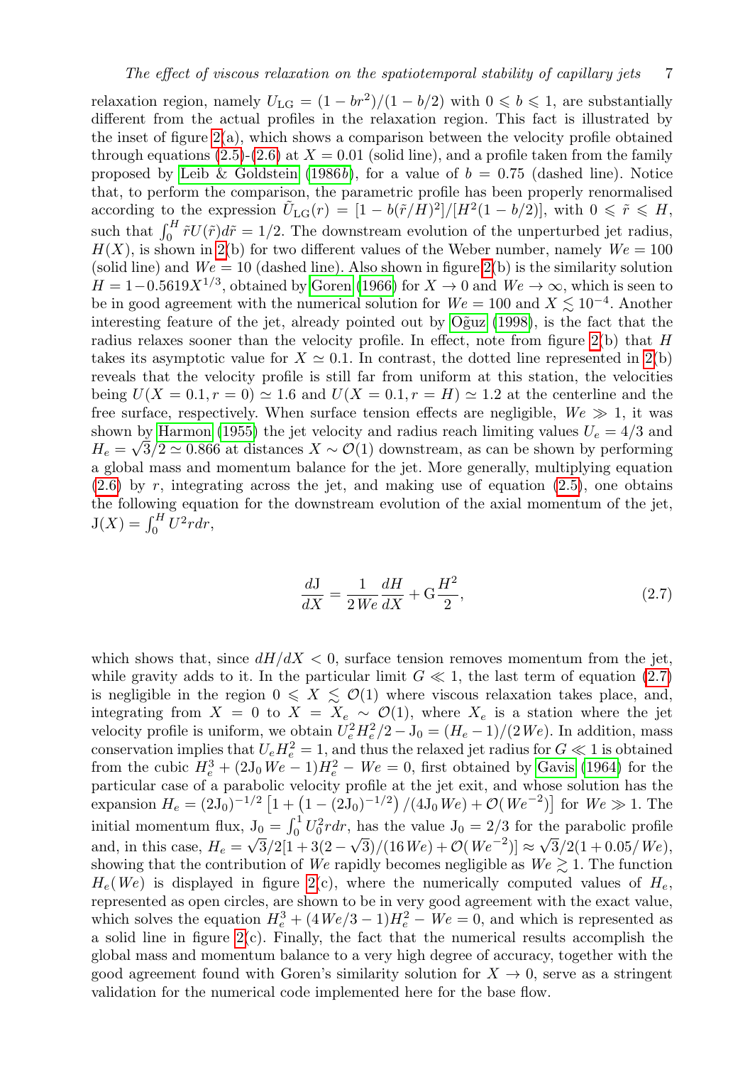relaxation region, namely $U_{\mathrm{LG}} = (1 - br^2)/(1 - b/2)$ with $0 \leqslant b \leqslant 1$, are substantially different from the actual profiles in the relaxation region. This fact is illustrated by the inset of figure 2(a), which shows a comparison between the velocity profile obtained through equations (2.5)-(2.6) at $X = 0.01$ (solid line), and a profile taken from the family proposed by Leib & Goldstein (1986*b*), for a value of $b = 0.75$ (dashed line). Notice that, to perform the comparison, the parametric profile has been properly renormalised according to the expression $\tilde{U}_{\mathrm{LG}}(r) = [1 - b(\tilde{r}/H)^2]/[H^2(1 - b/2)]$, with $0 \leqslant \tilde{r} \leqslant H$, such that $\int_0^H \tilde{r} U(\tilde{r}) d\tilde{r} = 1/2$. The downstream evolution of the unperturbed jet radius, $H(X)$, is shown in 2(b) for two different values of the Weber number, namely $We = 100$ (solid line) and $We = 10$ (dashed line). Also shown in figure 2(b) is the similarity solution $H = 1 - 0.5619 X^{1/3}$, obtained by Goren (1966) for $X \to 0$ and $We \to \infty$, which is seen to be in good agreement with the numerical solution for $We = 100$ and $X \lesssim 10^{-4}$. Another interesting feature of the jet, already pointed out by Oğuz (1998), is the fact that the radius relaxes sooner than the velocity profile. In effect, note from figure 2(b) that $H$ takes its asymptotic value for $X \simeq 0.1$. In contrast, the dotted line represented in 2(b) reveals that the velocity profile is still far from uniform at this station, the velocities being $U(X = 0.1, r = 0) \simeq 1.6$ and $U(X = 0.1, r = H) \simeq 1.2$ at the centerline and the free surface, respectively. When surface tension effects are negligible, $We \gg 1$, it was shown by Harmon (1955) the jet velocity and radius reach limiting values $U_e = 4/3$ and $H_e = \sqrt{3}/2 \simeq 0.866$ at distances $X \sim \mathcal{O}(1)$ downstream, as can be shown by performing a global mass and momentum balance for the jet. More generally, multiplying equation (2.6) by $r$, integrating across the jet, and making use of equation (2.5), one obtains the following equation for the downstream evolution of the axial momentum of the jet, $\mathrm{J}(X) = \int_0^H U^2 r dr$,

$$\frac{d\mathrm{J}}{dX} = \frac{1}{2\,We}\frac{dH}{dX} + \mathrm{G}\frac{H^2}{2}, \tag{2.7}$$

which shows that, since $dH/dX < 0$, surface tension removes momentum from the jet, while gravity adds to it. In the particular limit $G \ll 1$, the last term of equation (2.7) is negligible in the region $0 \leqslant X \lesssim \mathcal{O}(1)$ where viscous relaxation takes place, and, integrating from $X = 0$ to $X = X_e \sim \mathcal{O}(1)$, where $X_e$ is a station where the jet velocity profile is uniform, we obtain $U_e^2 H_e^2/2 - \mathrm{J}_0 = (H_e - 1)/(2\,We)$. In addition, mass conservation implies that $U_e H_e^2 = 1$, and thus the relaxed jet radius for $G \ll 1$ is obtained from the cubic $H_e^3 + (2\mathrm{J}_0\,We - 1)H_e^2 - We = 0$, first obtained by Gavis (1964) for the particular case of a parabolic velocity profile at the jet exit, and whose solution has the expansion $H_e = (2\mathrm{J}_0)^{-1/2}\left[1 + \left(1 - (2\mathrm{J}_0)^{-1/2}\right)/(4\mathrm{J}_0\,We) + \mathcal{O}(We^{-2})\right]$ for $We \gg 1$. The initial momentum flux, $\mathrm{J}_0 = \int_0^1 U_0^2 r dr$, has the value $\mathrm{J}_0 = 2/3$ for the parabolic profile and, in this case, $H_e = \sqrt{3}/2[1 + 3(2 - \sqrt{3})/(16\,We) + \mathcal{O}(We^{-2})] \approx \sqrt{3}/2(1 + 0.05/We)$, showing that the contribution of $We$ rapidly becomes negligible as $We \gtrsim 1$. The function $H_e(We)$ is displayed in figure 2(c), where the numerically computed values of $H_e$, represented as open circles, are shown to be in very good agreement with the exact value, which solves the equation $H_e^3 + (4\,We/3 - 1)H_e^2 - We = 0$, and which is represented as a solid line in figure 2(c). Finally, the fact that the numerical results accomplish the global mass and momentum balance to a very high degree of accuracy, together with the good agreement found with Goren's similarity solution for $X \to 0$, serve as a stringent validation for the numerical code implemented here for the base flow.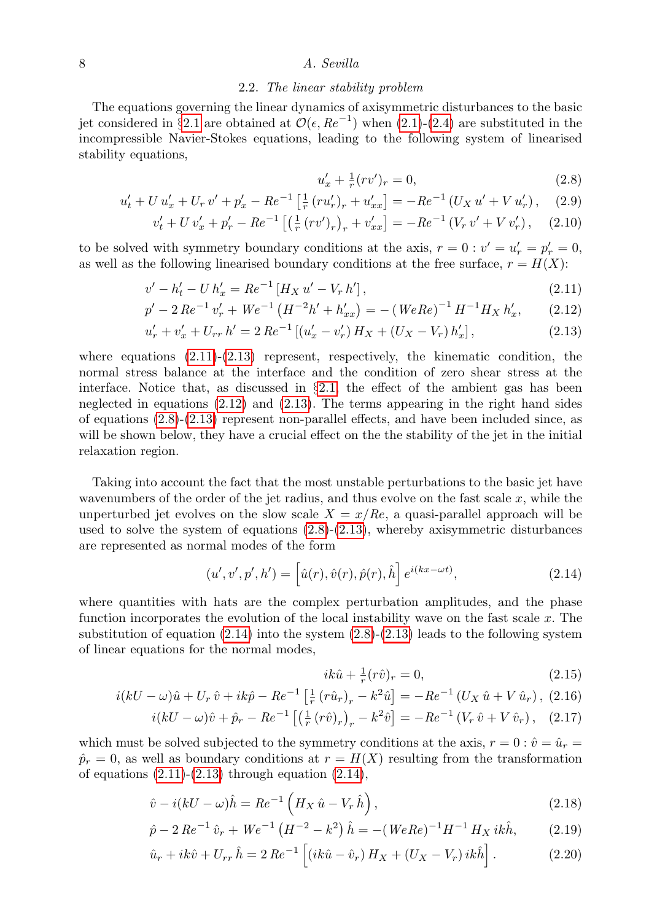### 2.2. *The linear stability problem*

The equations governing the linear dynamics of axisymmetric disturbances to the basic jet considered in §2.1 are obtained at $\mathcal{O}(\epsilon, Re^{-1})$ when (2.1)-(2.4) are substituted in the incompressible Navier-Stokes equations, leading to the following system of linearised stability equations,

$$u'_x + \tfrac{1}{r}(rv')_r = 0, \tag{2.8}$$

$$u'_t + U\,u'_x + U_r\,v' + p'_x - Re^{-1}\left[\tfrac{1}{r}\left(ru'_r\right)_r + u'_{xx}\right] = -Re^{-1}\left(U_X\,u' + V\,u'_r\right), \tag{2.9}$$

$$v'_t + U\,v'_x + p'_r - Re^{-1}\left[\left(\tfrac{1}{r}\left(rv'\right)_r\right)_r + v'_{xx}\right] = -Re^{-1}\left(V_r\,v' + V\,v'_r\right), \tag{2.10}$$

to be solved with symmetry boundary conditions at the axis, $r = 0 : v' = u'_r = p'_r = 0$, as well as the following linearised boundary conditions at the free surface, $r = H(X)$:

$$v' - h'_t - U\,h'_x = Re^{-1}\left[H_X\,u' - V_r\,h'\right], \tag{2.11}$$

$$p' - 2\,Re^{-1}\,v'_r + We^{-1}\left(H^{-2}h' + h'_{xx}\right) = -\left(WeRe\right)^{-1}H^{-1}H_X\,h'_x, \tag{2.12}$$

$$u'_r + v'_x + U_{rr}\,h' = 2\,Re^{-1}\left[\left(u'_x - v'_r\right)H_X + \left(U_X - V_r\right)h'_x\right], \tag{2.13}$$

where equations (2.11)-(2.13) represent, respectively, the kinematic condition, the normal stress balance at the interface and the condition of zero shear stress at the interface. Notice that, as discussed in §2.1, the effect of the ambient gas has been neglected in equations (2.12) and (2.13). The terms appearing in the right hand sides of equations (2.8)-(2.13) represent non-parallel effects, and have been included since, as will be shown below, they have a crucial effect on the the stability of the jet in the initial relaxation region.

Taking into account the fact that the most unstable perturbations to the basic jet have wavenumbers of the order of the jet radius, and thus evolve on the fast scale $x$, while the unperturbed jet evolves on the slow scale $X = x/Re$, a quasi-parallel approach will be used to solve the system of equations (2.8)-(2.13), whereby axisymmetric disturbances are represented as normal modes of the form

$$(u', v', p', h') = \left[\hat{u}(r), \hat{v}(r), \hat{p}(r), \hat{h}\right]e^{i(kx - \omega t)}, \tag{2.14}$$

where quantities with hats are the complex perturbation amplitudes, and the phase function incorporates the evolution of the local instability wave on the fast scale $x$. The substitution of equation (2.14) into the system (2.8)-(2.13) leads to the following system of linear equations for the normal modes,

$$ik\hat{u} + \tfrac{1}{r}(r\hat{v})_r = 0, \tag{2.15}$$

$$i(kU - \omega)\hat{u} + U_r\,\hat{v} + ik\hat{p} - Re^{-1}\left[\tfrac{1}{r}\left(r\hat{u}_r\right)_r - k^2\hat{u}\right] = -Re^{-1}\left(U_X\,\hat{u} + V\,\hat{u}_r\right), \tag{2.16}$$

$$i(kU - \omega)\hat{v} + \hat{p}_r - Re^{-1}\left[\left(\tfrac{1}{r}\left(r\hat{v}\right)_r\right)_r - k^2\hat{v}\right] = -Re^{-1}\left(V_r\,\hat{v} + V\,\hat{v}_r\right), \tag{2.17}$$

which must be solved subjected to the symmetry conditions at the axis, $r = 0 : \hat{v} = \hat{u}_r = \hat{p}_r = 0$, as well as boundary conditions at $r = H(X)$ resulting from the transformation of equations (2.11)-(2.13) through equation (2.14),

$$\hat{v} - i(kU - \omega)\hat{h} = Re^{-1}\left(H_X\,\hat{u} - V_r\,\hat{h}\right), \tag{2.18}$$

$$\hat{p} - 2\,Re^{-1}\,\hat{v}_r + We^{-1}\left(H^{-2} - k^2\right)\hat{h} = -(WeRe)^{-1}H^{-1}\,H_X\,ik\hat{h}, \tag{2.19}$$

$$\hat{u}_r + ik\hat{v} + U_{rr}\,\hat{h} = 2\,Re^{-1}\left[\left(ik\hat{u} - \hat{v}_r\right)H_X + \left(U_X - V_r\right)ik\hat{h}\right]. \tag{2.20}$$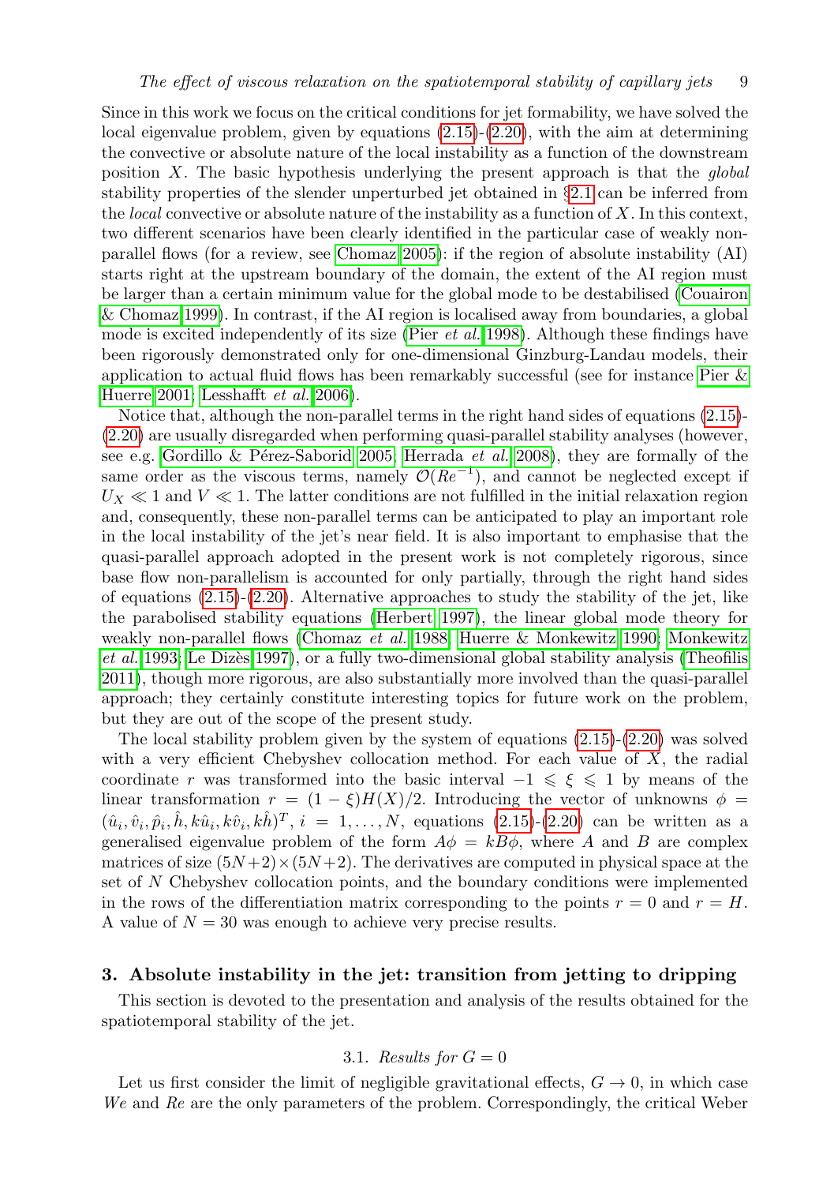Since in this work we focus on the critical conditions for jet formability, we have solved the local eigenvalue problem, given by equations (2.15)-(2.20), with the aim at determining the convective or absolute nature of the local instability as a function of the downstream position $X$. The basic hypothesis underlying the present approach is that the *global* stability properties of the slender unperturbed jet obtained in §2.1 can be inferred from the *local* convective or absolute nature of the instability as a function of $X$. In this context, two different scenarios have been clearly identified in the particular case of weakly non-parallel flows (for a review, see Chomaz 2005): if the region of absolute instability (AI) starts right at the upstream boundary of the domain, the extent of the AI region must be larger than a certain minimum value for the global mode to be destabilised (Couairon & Chomaz 1999). In contrast, if the AI region is localised away from boundaries, a global mode is excited independently of its size (Pier *et al.* 1998). Although these findings have been rigorously demonstrated only for one-dimensional Ginzburg-Landau models, their application to actual fluid flows has been remarkably successful (see for instance Pier & Huerre 2001; Lesshafft *et al.* 2006).

Notice that, although the non-parallel terms in the right hand sides of equations (2.15)-(2.20) are usually disregarded when performing quasi-parallel stability analyses (however, see e.g. Gordillo & Pérez-Saborid 2005; Herrada *et al.* 2008), they are formally of the same order as the viscous terms, namely $\mathcal{O}(Re^{-1})$, and cannot be neglected except if $U_X \ll 1$ and $V \ll 1$. The latter conditions are not fulfilled in the initial relaxation region and, consequently, these non-parallel terms can be anticipated to play an important role in the local instability of the jet's near field. It is also important to emphasise that the quasi-parallel approach adopted in the present work is not completely rigorous, since base flow non-parallelism is accounted for only partially, through the right hand sides of equations (2.15)-(2.20). Alternative approaches to study the stability of the jet, like the parabolised stability equations (Herbert 1997), the linear global mode theory for weakly non-parallel flows (Chomaz *et al.* 1988; Huerre & Monkewitz 1990; Monkewitz *et al.* 1993; Le Dizès 1997), or a fully two-dimensional global stability analysis (Theofilis 2011), though more rigorous, are also substantially more involved than the quasi-parallel approach; they certainly constitute interesting topics for future work on the problem, but they are out of the scope of the present study.

The local stability problem given by the system of equations (2.15)-(2.20) was solved with a very efficient Chebyshev collocation method. For each value of $X$, the radial coordinate $r$ was transformed into the basic interval $-1 \leqslant \xi \leqslant 1$ by means of the linear transformation $r = (1-\xi)H(X)/2$. Introducing the vector of unknowns $\phi = (\hat{u}_i, \hat{v}_i, \hat{p}_i, \hat{h}, k\hat{u}_i, k\hat{v}_i, k\hat{h})^T$, $i = 1, \ldots, N$, equations (2.15)-(2.20) can be written as a generalised eigenvalue problem of the form $A\phi = kB\phi$, where $A$ and $B$ are complex matrices of size $(5N+2)\times(5N+2)$. The derivatives are computed in physical space at the set of $N$ Chebyshev collocation points, and the boundary conditions were implemented in the rows of the differentiation matrix corresponding to the points $r = 0$ and $r = H$. A value of $N = 30$ was enough to achieve very precise results.

## 3. Absolute instability in the jet: transition from jetting to dripping

This section is devoted to the presentation and analysis of the results obtained for the spatiotemporal stability of the jet.

### 3.1. *Results for* $G = 0$

Let us first consider the limit of negligible gravitational effects, $G \to 0$, in which case $We$ and $Re$ are the only parameters of the problem. Correspondingly, the critical Weber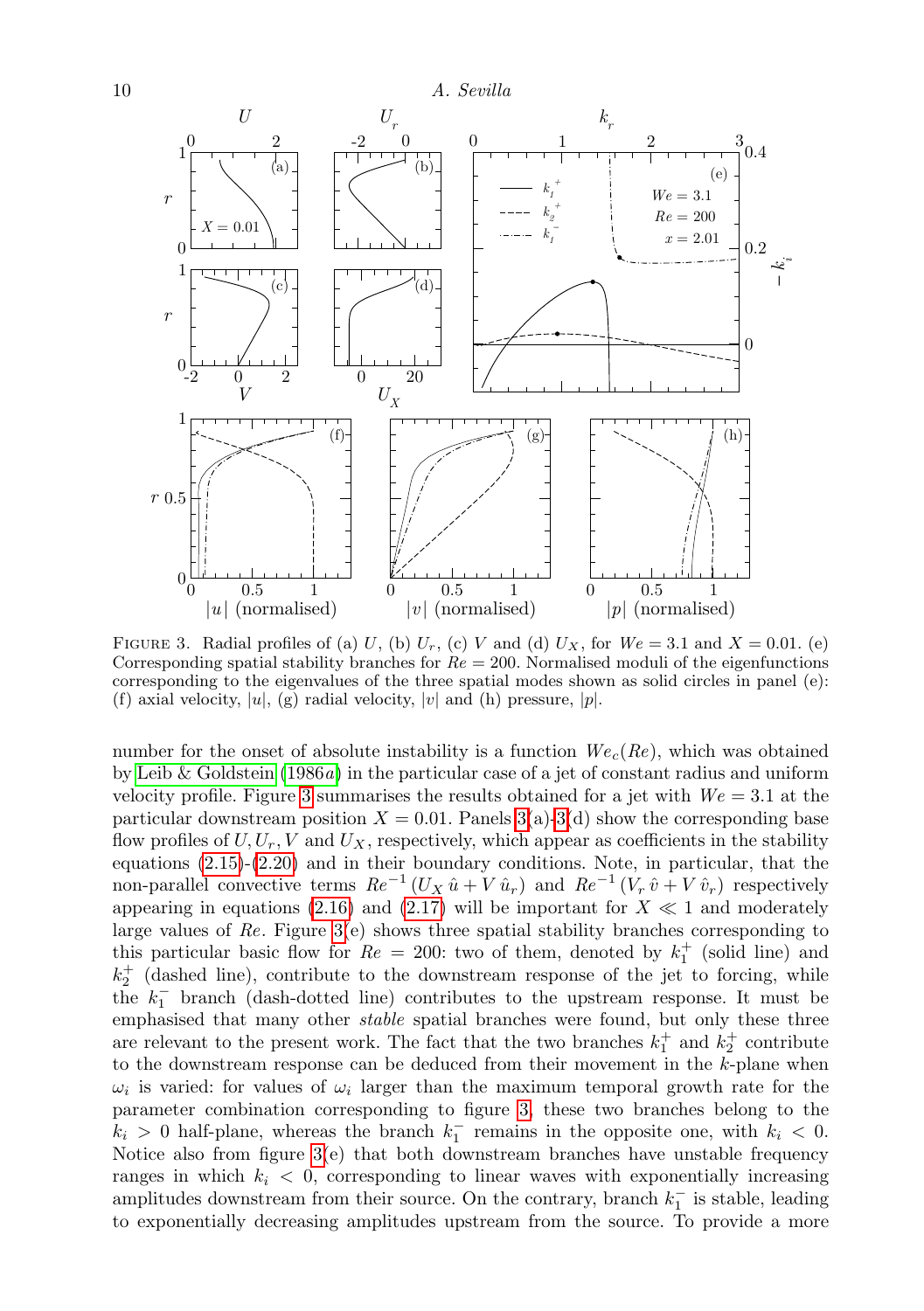U

$U_r$

$k_r$

0 2

-2 0

0 1 2 3

1

0.4

(a)

(b)

(e)

$r$

$k_1^+$

$We = 3.1$

$k_2^+$

$Re = 200$

$X = 0.01$

$k_1^-$

$x = 2.01$

0.2

$-k_i$

0

1

(c)

(d)

$r$

0

0

-2 0 2

0 20

$V$

$U_X$

1

(f)

(g)

(h)

$r$ 0.5

0

0 0.5 1

0 0.5 1

0 0.5 1

$|u|$ (normalised)

$|v|$ (normalised)

$|p|$ (normalised)

Figure 3. Radial profiles of (a) $U$, (b) $U_r$, (c) $V$ and (d) $U_X$, for $We = 3.1$ and $X = 0.01$. (e) Corresponding spatial stability branches for $Re = 200$. Normalised moduli of the eigenfunctions corresponding to the eigenvalues of the three spatial modes shown as solid circles in panel (e): (f) axial velocity, $|u|$, (g) radial velocity, $|v|$ and (h) pressure, $|p|$.

number for the onset of absolute instability is a function $We_c(Re)$, which was obtained by Leib & Goldstein (1986*a*) in the particular case of a jet of constant radius and uniform velocity profile. Figure 3 summarises the results obtained for a jet with $We = 3.1$ at the particular downstream position $X = 0.01$. Panels 3(a)-3(d) show the corresponding base flow profiles of $U, U_r, V$ and $U_X$, respectively, which appear as coefficients in the stability equations (2.15)-(2.20) and in their boundary conditions. Note, in particular, that the non-parallel convective terms $Re^{-1}\,(U_X\,\hat{u} + V\,\hat{u}_r)$ and $Re^{-1}\,(V_r\,\hat{v} + V\,\hat{v}_r)$ respectively appearing in equations (2.16) and (2.17) will be important for $X \ll 1$ and moderately large values of $Re$. Figure 3(e) shows three spatial stability branches corresponding to this particular basic flow for $Re = 200$: two of them, denoted by $k_1^+$ (solid line) and $k_2^+$ (dashed line), contribute to the downstream response of the jet to forcing, while the $k_1^-$ branch (dash-dotted line) contributes to the upstream response. It must be emphasised that many other *stable* spatial branches were found, but only these three are relevant to the present work. The fact that the two branches $k_1^+$ and $k_2^+$ contribute to the downstream response can be deduced from their movement in the $k$-plane when $\omega_i$ is varied: for values of $\omega_i$ larger than the maximum temporal growth rate for the parameter combination corresponding to figure 3, these two branches belong to the $k_i > 0$ half-plane, whereas the branch $k_1^-$ remains in the opposite one, with $k_i < 0$. Notice also from figure 3(e) that both downstream branches have unstable frequency ranges in which $k_i < 0$, corresponding to linear waves with exponentially increasing amplitudes downstream from their source. On the contrary, branch $k_1^-$ is stable, leading to exponentially decreasing amplitudes upstream from the source. To provide a more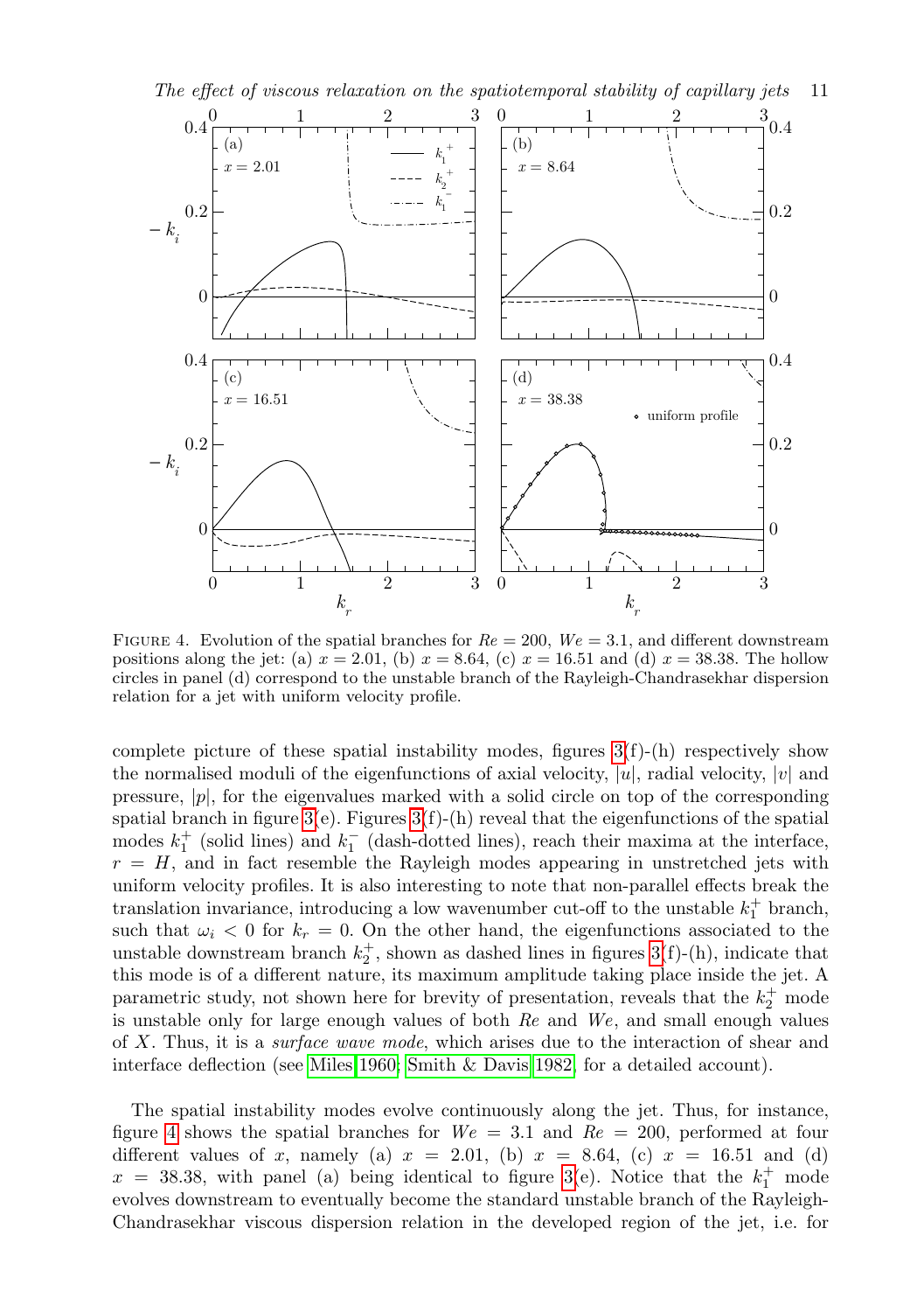(a)
$x = 2.01$
$k_1^+$
$k_2^+$
$k_1^-$
(b)
$x = 8.64$
(c)
$x = 16.51$
(d)
$x = 38.38$
uniform profile
$-k_i$
$k_r$
0.4
0.2
0
0
1
2
3

FIGURE 4. Evolution of the spatial branches for $Re = 200$, $We = 3.1$, and different downstream positions along the jet: (a) $x = 2.01$, (b) $x = 8.64$, (c) $x = 16.51$ and (d) $x = 38.38$. The hollow circles in panel (d) correspond to the unstable branch of the Rayleigh-Chandrasekhar dispersion relation for a jet with uniform velocity profile.

complete picture of these spatial instability modes, figures 3(f)-(h) respectively show the normalised moduli of the eigenfunctions of axial velocity, $|u|$, radial velocity, $|v|$ and pressure, $|p|$, for the eigenvalues marked with a solid circle on top of the corresponding spatial branch in figure 3(e). Figures 3(f)-(h) reveal that the eigenfunctions of the spatial modes $k_1^+$ (solid lines) and $k_1^-$ (dash-dotted lines), reach their maxima at the interface, $r = H$, and in fact resemble the Rayleigh modes appearing in unstretched jets with uniform velocity profiles. It is also interesting to note that non-parallel effects break the translation invariance, introducing a low wavenumber cut-off to the unstable $k_1^+$ branch, such that $\omega_i < 0$ for $k_r = 0$. On the other hand, the eigenfunctions associated to the unstable downstream branch $k_2^+$, shown as dashed lines in figures 3(f)-(h), indicate that this mode is of a different nature, its maximum amplitude taking place inside the jet. A parametric study, not shown here for brevity of presentation, reveals that the $k_2^+$ mode is unstable only for large enough values of both $Re$ and $We$, and small enough values of $X$. Thus, it is a *surface wave mode*, which arises due to the interaction of shear and interface deflection (see Miles 1960; Smith & Davis 1982, for a detailed account).

The spatial instability modes evolve continuously along the jet. Thus, for instance, figure 4 shows the spatial branches for $We = 3.1$ and $Re = 200$, performed at four different values of $x$, namely (a) $x = 2.01$, (b) $x = 8.64$, (c) $x = 16.51$ and (d) $x = 38.38$, with panel (a) being identical to figure 3(e). Notice that the $k_1^+$ mode evolves downstream to eventually become the standard unstable branch of the Rayleigh-Chandrasekhar viscous dispersion relation in the developed region of the jet, i.e. for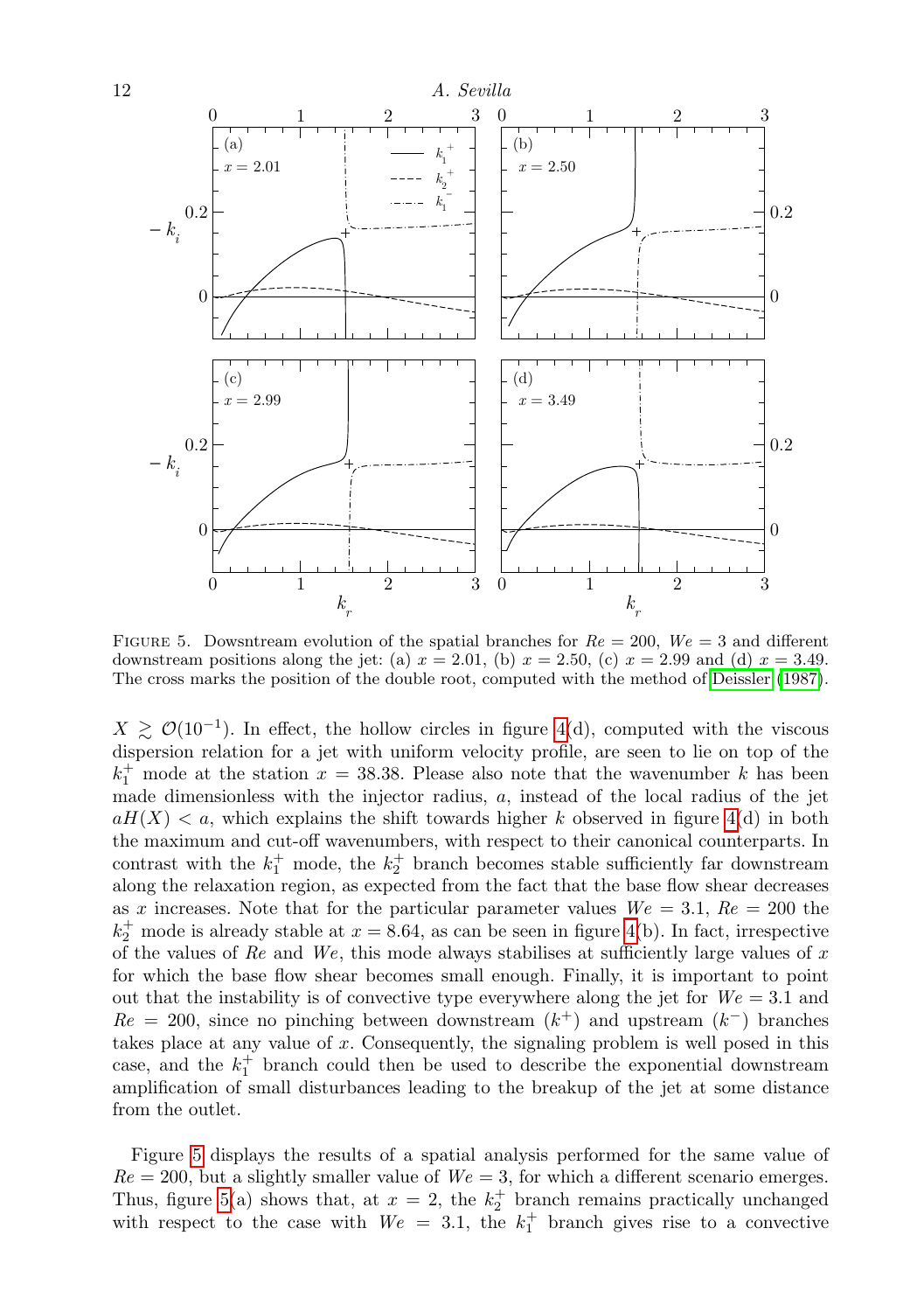(a)
$x = 2.01$
$k_1^+$
$k_2^+$
$k_1^-$
$-k_i$
0.2
0
0
1
2
3

(b)
$x = 2.50$
0.2
0
0
1
2
3

(c)
$x = 2.99$
$-k_i$
0.2
0
0
1
2
3
$k_r$

(d)
$x = 3.49$
0.2
0
0
1
2
3
$k_r$

FIGURE 5. Dowsntream evolution of the spatial branches for $Re = 200$, $We = 3$ and different downstream positions along the jet: (a) $x = 2.01$, (b) $x = 2.50$, (c) $x = 2.99$ and (d) $x = 3.49$. The cross marks the position of the double root, computed with the method of Deissler (1987).

$X \gtrsim \mathcal{O}(10^{-1})$. In effect, the hollow circles in figure 4(d), computed with the viscous dispersion relation for a jet with uniform velocity profile, are seen to lie on top of the $k_1^+$ mode at the station $x = 38.38$. Please also note that the wavenumber $k$ has been made dimensionless with the injector radius, $a$, instead of the local radius of the jet $aH(X) < a$, which explains the shift towards higher $k$ observed in figure 4(d) in both the maximum and cut-off wavenumbers, with respect to their canonical counterparts. In contrast with the $k_1^+$ mode, the $k_2^+$ branch becomes stable sufficiently far downstream along the relaxation region, as expected from the fact that the base flow shear decreases as $x$ increases. Note that for the particular parameter values $We = 3.1$, $Re = 200$ the $k_2^+$ mode is already stable at $x = 8.64$, as can be seen in figure 4(b). In fact, irrespective of the values of $Re$ and $We$, this mode always stabilises at sufficiently large values of $x$ for which the base flow shear becomes small enough. Finally, it is important to point out that the instability is of convective type everywhere along the jet for $We = 3.1$ and $Re = 200$, since no pinching between downstream ($k^+$) and upstream ($k^-$) branches takes place at any value of $x$. Consequently, the signaling problem is well posed in this case, and the $k_1^+$ branch could then be used to describe the exponential downstream amplification of small disturbances leading to the breakup of the jet at some distance from the outlet.

Figure 5 displays the results of a spatial analysis performed for the same value of $Re = 200$, but a slightly smaller value of $We = 3$, for which a different scenario emerges. Thus, figure 5(a) shows that, at $x = 2$, the $k_2^+$ branch remains practically unchanged with respect to the case with $We = 3.1$, the $k_1^+$ branch gives rise to a convective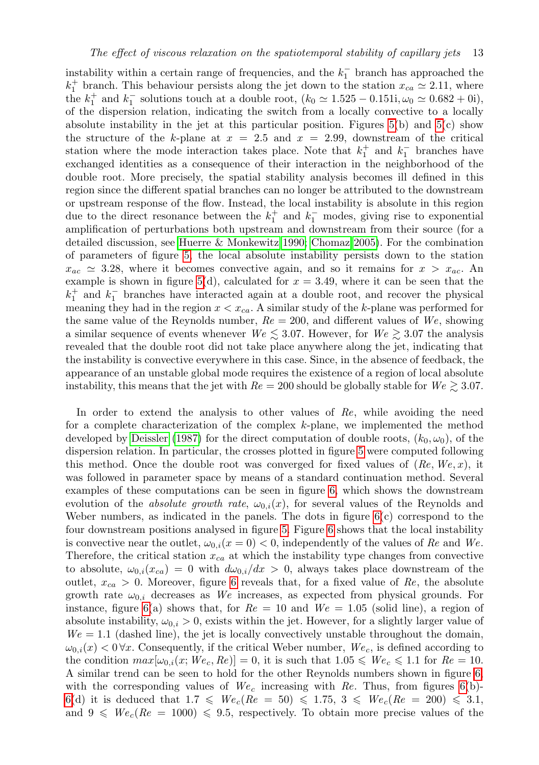instability within a certain range of frequencies, and the $k_1^-$ branch has approached the $k_1^+$ branch. This behaviour persists along the jet down to the station $x_{ca} \simeq 2.11$, where the $k_1^+$ and $k_1^-$ solutions touch at a double root, $(k_0 \simeq 1.525 - 0.151\mathrm{i}, \omega_0 \simeq 0.682 + 0\mathrm{i})$, of the dispersion relation, indicating the switch from a locally convective to a locally absolute instability in the jet at this particular position. Figures 5(b) and 5(c) show the structure of the $k$-plane at $x = 2.5$ and $x = 2.99$, downstream of the critical station where the mode interaction takes place. Note that $k_1^+$ and $k_1^-$ branches have exchanged identities as a consequence of their interaction in the neighborhood of the double root. More precisely, the spatial stability analysis becomes ill defined in this region since the different spatial branches can no longer be attributed to the downstream or upstream response of the flow. Instead, the local instability is absolute in this region due to the direct resonance between the $k_1^+$ and $k_1^-$ modes, giving rise to exponential amplification of perturbations both upstream and downstream from their source (for a detailed discussion, see Huerre & Monkewitz 1990; Chomaz 2005). For the combination of parameters of figure 5, the local absolute instability persists down to the station $x_{ac} \simeq 3.28$, where it becomes convective again, and so it remains for $x > x_{ac}$. An example is shown in figure 5(d), calculated for $x = 3.49$, where it can be seen that the $k_1^+$ and $k_1^-$ branches have interacted again at a double root, and recover the physical meaning they had in the region $x < x_{ca}$. A similar study of the $k$-plane was performed for the same value of the Reynolds number, $Re = 200$, and different values of $We$, showing a similar sequence of events whenever $We \lesssim 3.07$. However, for $We \gtrsim 3.07$ the analysis revealed that the double root did not take place anywhere along the jet, indicating that the instability is convective everywhere in this case. Since, in the absence of feedback, the appearance of an unstable global mode requires the existence of a region of local absolute instability, this means that the jet with $Re = 200$ should be globally stable for $We \gtrsim 3.07$.

In order to extend the analysis to other values of $Re$, while avoiding the need for a complete characterization of the complex $k$-plane, we implemented the method developed by Deissler (1987) for the direct computation of double roots, $(k_0, \omega_0)$, of the dispersion relation. In particular, the crosses plotted in figure 5 were computed following this method. Once the double root was converged for fixed values of $(Re, We, x)$, it was followed in parameter space by means of a standard continuation method. Several examples of these computations can be seen in figure 6, which shows the downstream evolution of the *absolute growth rate*, $\omega_{0,i}(x)$, for several values of the Reynolds and Weber numbers, as indicated in the panels. The dots in figure 6(c) correspond to the four downstream positions analysed in figure 5. Figure 6 shows that the local instability is convective near the outlet, $\omega_{0,i}(x = 0) < 0$, independently of the values of $Re$ and $We$. Therefore, the critical station $x_{ca}$ at which the instability type changes from convective to absolute, $\omega_{0,i}(x_{ca}) = 0$ with $d\omega_{0,i}/dx > 0$, always takes place downstream of the outlet, $x_{ca} > 0$. Moreover, figure 6 reveals that, for a fixed value of $Re$, the absolute growth rate $\omega_{0,i}$ decreases as $We$ increases, as expected from physical grounds. For instance, figure 6(a) shows that, for $Re = 10$ and $We = 1.05$ (solid line), a region of absolute instability, $\omega_{0,i} > 0$, exists within the jet. However, for a slightly larger value of $We = 1.1$ (dashed line), the jet is locally convectively unstable throughout the domain, $\omega_{0,i}(x) < 0 \, \forall x$. Consequently, if the critical Weber number, $We_c$, is defined according to the condition $max[\omega_{0,i}(x; We_c, Re)] = 0$, it is such that $1.05 \leqslant We_c \leqslant 1.1$ for $Re = 10$. A similar trend can be seen to hold for the other Reynolds numbers shown in figure 6, with the corresponding values of $We_c$ increasing with $Re$. Thus, from figures 6(b)-6(d) it is deduced that $1.7 \leqslant We_c(Re = 50) \leqslant 1.75$, $3 \leqslant We_c(Re = 200) \leqslant 3.1$, and $9 \leqslant We_c(Re = 1000) \leqslant 9.5$, respectively. To obtain more precise values of the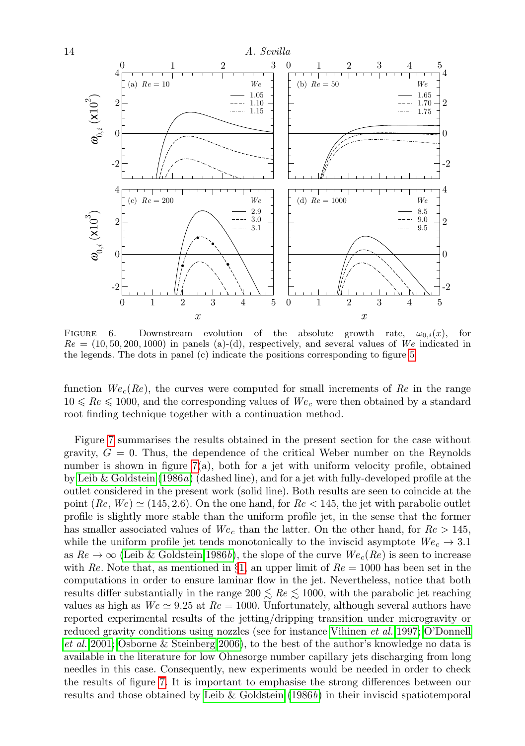(a) $Re = 10$

$We$
1.05
1.10
1.15

(b) $Re = 50$

$We$
1.65
1.70
1.75

(c) $Re = 200$

$We$
2.9
3.0
3.1

(d) $Re = 1000$

$We$
8.5
9.0
9.5

$\omega_{0,i}$ (x10$^2$)

$\omega_{0,i}$ (x10$^3$)

$x$

$x$

FIGURE 6. Downstream evolution of the absolute growth rate, $\omega_{0,i}(x)$, for $Re = (10, 50, 200, 1000)$ in panels (a)-(d), respectively, and several values of $We$ indicated in the legends. The dots in panel (c) indicate the positions corresponding to figure 5.

function $We_c(Re)$, the curves were computed for small increments of $Re$ in the range $10 \leqslant Re \leqslant 1000$, and the corresponding values of $We_c$ were then obtained by a standard root finding technique together with a continuation method.

Figure 7 summarises the results obtained in the present section for the case without gravity, $G = 0$. Thus, the dependence of the critical Weber number on the Reynolds number is shown in figure 7(a), both for a jet with uniform velocity profile, obtained by Leib & Goldstein (1986*a*) (dashed line), and for a jet with fully-developed profile at the outlet considered in the present work (solid line). Both results are seen to coincide at the point $(Re, We) \simeq (145, 2.6)$. On the one hand, for $Re < 145$, the jet with parabolic outlet profile is slightly more stable than the uniform profile jet, in the sense that the former has smaller associated values of $We_c$ than the latter. On the other hand, for $Re > 145$, while the uniform profile jet tends monotonically to the inviscid asymptote $We_c \to 3.1$ as $Re \to \infty$ (Leib & Goldstein 1986*b*), the slope of the curve $We_c(Re)$ is seen to increase with $Re$. Note that, as mentioned in §1, an upper limit of $Re = 1000$ has been set in the computations in order to ensure laminar flow in the jet. Nevertheless, notice that both results differ substantially in the range $200 \lesssim Re \lesssim 1000$, with the parabolic jet reaching values as high as $We \simeq 9.25$ at $Re = 1000$. Unfortunately, although several authors have reported experimental results of the jetting/dripping transition under microgravity or reduced gravity conditions using nozzles (see for instance Vihinen *et al.* 1997; O'Donnell *et al.* 2001; Osborne & Steinberg 2006), to the best of the author's knowledge no data is available in the literature for low Ohnesorge number capillary jets discharging from long needles in this case. Consequently, new experiments would be needed in order to check the results of figure 7. It is important to emphasise the strong differences between our results and those obtained by Leib & Goldstein (1986*b*) in their inviscid spatiotemporal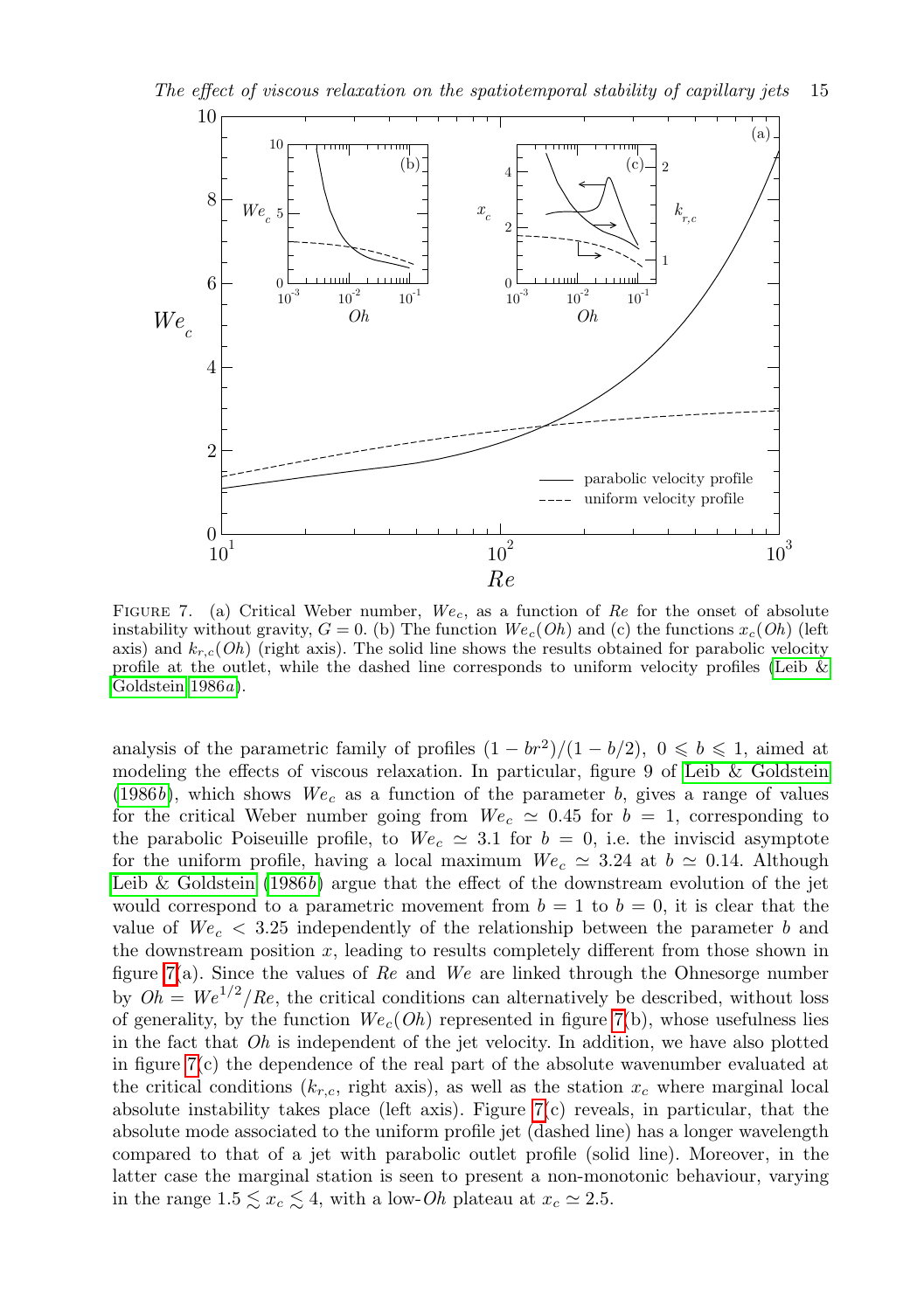10

8

6

$We_c$

4

2

0

$10^1$ $10^2$ $10^3$

$Re$

(a)

parabolic velocity profile

uniform velocity profile

(b)

10

$We_c$ 5

0

$10^{-3}$ $10^{-2}$ $10^{-1}$

$Oh$

(c)

4

$x_c$ 2

0

$10^{-3}$ $10^{-2}$ $10^{-1}$

$Oh$

2

$k_{r,c}$

1

FIGURE 7. (a) Critical Weber number, $We_c$, as a function of $Re$ for the onset of absolute instability without gravity, $G = 0$. (b) The function $We_c(Oh)$ and (c) the functions $x_c(Oh)$ (left axis) and $k_{r,c}(Oh)$ (right axis). The solid line shows the results obtained for parabolic velocity profile at the outlet, while the dashed line corresponds to uniform velocity profiles (Leib & Goldstein 1986*a*).

analysis of the parametric family of profiles $(1 - br^2)/(1 - b/2)$, $0 \leqslant b \leqslant 1$, aimed at modeling the effects of viscous relaxation. In particular, figure 9 of Leib & Goldstein (1986*b*), which shows $We_c$ as a function of the parameter $b$, gives a range of values for the critical Weber number going from $We_c \simeq 0.45$ for $b = 1$, corresponding to the parabolic Poiseuille profile, to $We_c \simeq 3.1$ for $b = 0$, i.e. the inviscid asymptote for the uniform profile, having a local maximum $We_c \simeq 3.24$ at $b \simeq 0.14$. Although Leib & Goldstein (1986*b*) argue that the effect of the downstream evolution of the jet would correspond to a parametric movement from $b = 1$ to $b = 0$, it is clear that the value of $We_c < 3.25$ independently of the relationship between the parameter $b$ and the downstream position $x$, leading to results completely different from those shown in figure 7(a). Since the values of $Re$ and $We$ are linked through the Ohnesorge number by $Oh = We^{1/2}/Re$, the critical conditions can alternatively be described, without loss of generality, by the function $We_c(Oh)$ represented in figure 7(b), whose usefulness lies in the fact that $Oh$ is independent of the jet velocity. In addition, we have also plotted in figure 7(c) the dependence of the real part of the absolute wavenumber evaluated at the critical conditions ($k_{r,c}$, right axis), as well as the station $x_c$ where marginal local absolute instability takes place (left axis). Figure 7(c) reveals, in particular, that the absolute mode associated to the uniform profile jet (dashed line) has a longer wavelength compared to that of a jet with parabolic outlet profile (solid line). Moreover, in the latter case the marginal station is seen to present a non-monotonic behaviour, varying in the range $1.5 \lesssim x_c \lesssim 4$, with a low-$Oh$ plateau at $x_c \simeq 2.5$.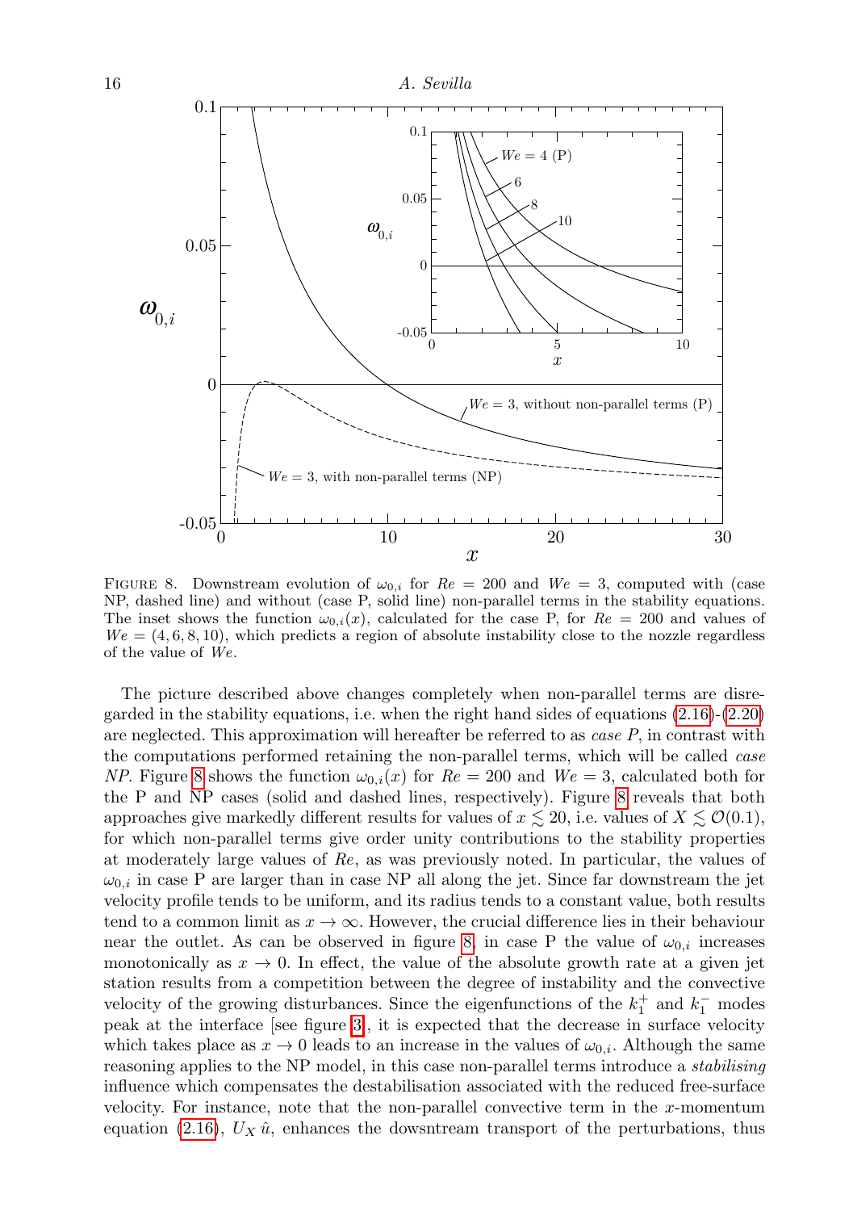0.1
0.05
$\omega_{0,i}$
0
-0.05
0
10
20
30
$x$

0.1
0.05
$\omega_{0,i}$
0
-0.05
0
5
10
$x$
$We = 4$ (P)
6
8
10

$We = 3$, without non-parallel terms (P)
$We = 3$, with non-parallel terms (NP)

FIGURE 8. Downstream evolution of $\omega_{0,i}$ for $Re = 200$ and $We = 3$, computed with (case NP, dashed line) and without (case P, solid line) non-parallel terms in the stability equations. The inset shows the function $\omega_{0,i}(x)$, calculated for the case P, for $Re = 200$ and values of $We = (4, 6, 8, 10)$, which predicts a region of absolute instability close to the nozzle regardless of the value of $We$.

The picture described above changes completely when non-parallel terms are disregarded in the stability equations, i.e. when the right hand sides of equations (2.16)-(2.20) are neglected. This approximation will hereafter be referred to as *case P*, in contrast with the computations performed retaining the non-parallel terms, which will be called *case NP*. Figure 8 shows the function $\omega_{0,i}(x)$ for $Re = 200$ and $We = 3$, calculated both for the P and NP cases (solid and dashed lines, respectively). Figure 8 reveals that both approaches give markedly different results for values of $x \lesssim 20$, i.e. values of $X \lesssim \mathcal{O}(0.1)$, for which non-parallel terms give order unity contributions to the stability properties at moderately large values of $Re$, as was previously noted. In particular, the values of $\omega_{0,i}$ in case P are larger than in case NP all along the jet. Since far downstream the jet velocity profile tends to be uniform, and its radius tends to a constant value, both results tend to a common limit as $x \to \infty$. However, the crucial difference lies in their behaviour near the outlet. As can be observed in figure 8, in case P the value of $\omega_{0,i}$ increases monotonically as $x \to 0$. In effect, the value of the absolute growth rate at a given jet station results from a competition between the degree of instability and the convective velocity of the growing disturbances. Since the eigenfunctions of the $k_1^+$ and $k_1^-$ modes peak at the interface [see figure 3], it is expected that the decrease in surface velocity which takes place as $x \to 0$ leads to an increase in the values of $\omega_{0,i}$. Although the same reasoning applies to the NP model, in this case non-parallel terms introduce a *stabilising* influence which compensates the destabilisation associated with the reduced free-surface velocity. For instance, note that the non-parallel convective term in the $x$-momentum equation (2.16), $U_X\,\hat{u}$, enhances the dowsntream transport of the perturbations, thus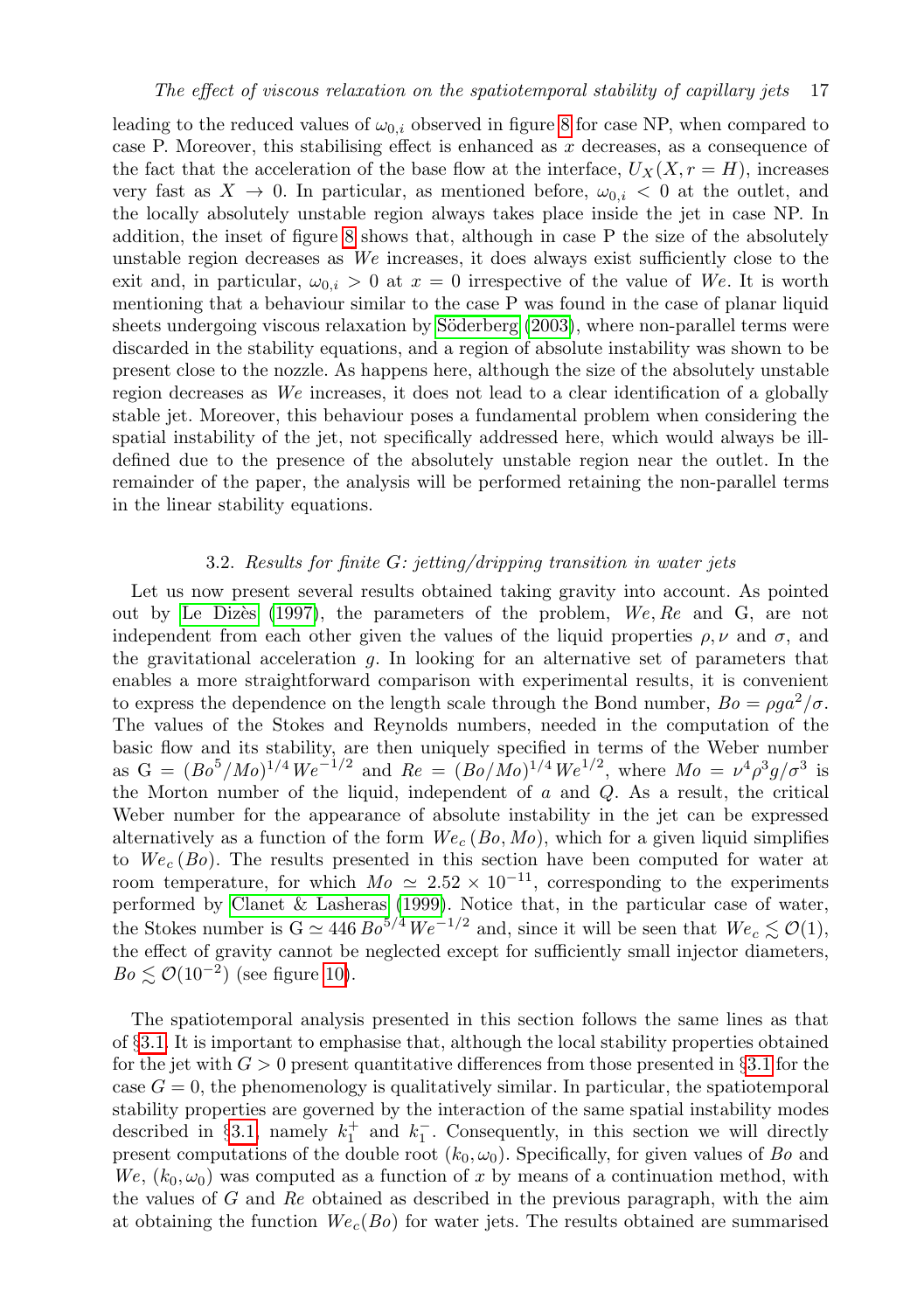leading to the reduced values of $\omega_{0,i}$ observed in figure 8 for case NP, when compared to case P. Moreover, this stabilising effect is enhanced as $x$ decreases, as a consequence of the fact that the acceleration of the base flow at the interface, $U_X(X, r = H)$, increases very fast as $X \to 0$. In particular, as mentioned before, $\omega_{0,i} < 0$ at the outlet, and the locally absolutely unstable region always takes place inside the jet in case NP. In addition, the inset of figure 8 shows that, although in case P the size of the absolutely unstable region decreases as $We$ increases, it does always exist sufficiently close to the exit and, in particular, $\omega_{0,i} > 0$ at $x = 0$ irrespective of the value of $We$. It is worth mentioning that a behaviour similar to the case P was found in the case of planar liquid sheets undergoing viscous relaxation by Söderberg (2003), where non-parallel terms were discarded in the stability equations, and a region of absolute instability was shown to be present close to the nozzle. As happens here, although the size of the absolutely unstable region decreases as $We$ increases, it does not lead to a clear identification of a globally stable jet. Moreover, this behaviour poses a fundamental problem when considering the spatial instability of the jet, not specifically addressed here, which would always be ill-defined due to the presence of the absolutely unstable region near the outlet. In the remainder of the paper, the analysis will be performed retaining the non-parallel terms in the linear stability equations.

### 3.2. *Results for finite G: jetting/dripping transition in water jets*

Let us now present several results obtained taking gravity into account. As pointed out by Le Dizès (1997), the parameters of the problem, $We, Re$ and G, are not independent from each other given the values of the liquid properties $\rho, \nu$ and $\sigma$, and the gravitational acceleration $g$. In looking for an alternative set of parameters that enables a more straightforward comparison with experimental results, it is convenient to express the dependence on the length scale through the Bond number, $Bo = \rho g a^2/\sigma$. The values of the Stokes and Reynolds numbers, needed in the computation of the basic flow and its stability, are then uniquely specified in terms of the Weber number as $\mathrm{G} = (Bo^5/Mo)^{1/4}\, We^{-1/2}$ and $Re = (Bo/Mo)^{1/4}\, We^{1/2}$, where $Mo = \nu^4\rho^3 g/\sigma^3$ is the Morton number of the liquid, independent of $a$ and $Q$. As a result, the critical Weber number for the appearance of absolute instability in the jet can be expressed alternatively as a function of the form $We_c\,(Bo, Mo)$, which for a given liquid simplifies to $We_c\,(Bo)$. The results presented in this section have been computed for water at room temperature, for which $Mo \simeq 2.52 \times 10^{-11}$, corresponding to the experiments performed by Clanet & Lasheras (1999). Notice that, in the particular case of water, the Stokes number is $\mathrm{G} \simeq 446\, Bo^{5/4}\, We^{-1/2}$ and, since it will be seen that $We_c \lesssim \mathcal{O}(1)$, the effect of gravity cannot be neglected except for sufficiently small injector diameters, $Bo \lesssim \mathcal{O}(10^{-2})$ (see figure 10).

The spatiotemporal analysis presented in this section follows the same lines as that of §3.1. It is important to emphasise that, although the local stability properties obtained for the jet with $G > 0$ present quantitative differences from those presented in §3.1 for the case $G = 0$, the phenomenology is qualitatively similar. In particular, the spatiotemporal stability properties are governed by the interaction of the same spatial instability modes described in §3.1, namely $k_1^+$ and $k_1^-$. Consequently, in this section we will directly present computations of the double root $(k_0, \omega_0)$. Specifically, for given values of $Bo$ and $We$, $(k_0, \omega_0)$ was computed as a function of $x$ by means of a continuation method, with the values of $G$ and $Re$ obtained as described in the previous paragraph, with the aim at obtaining the function $We_c(Bo)$ for water jets. The results obtained are summarised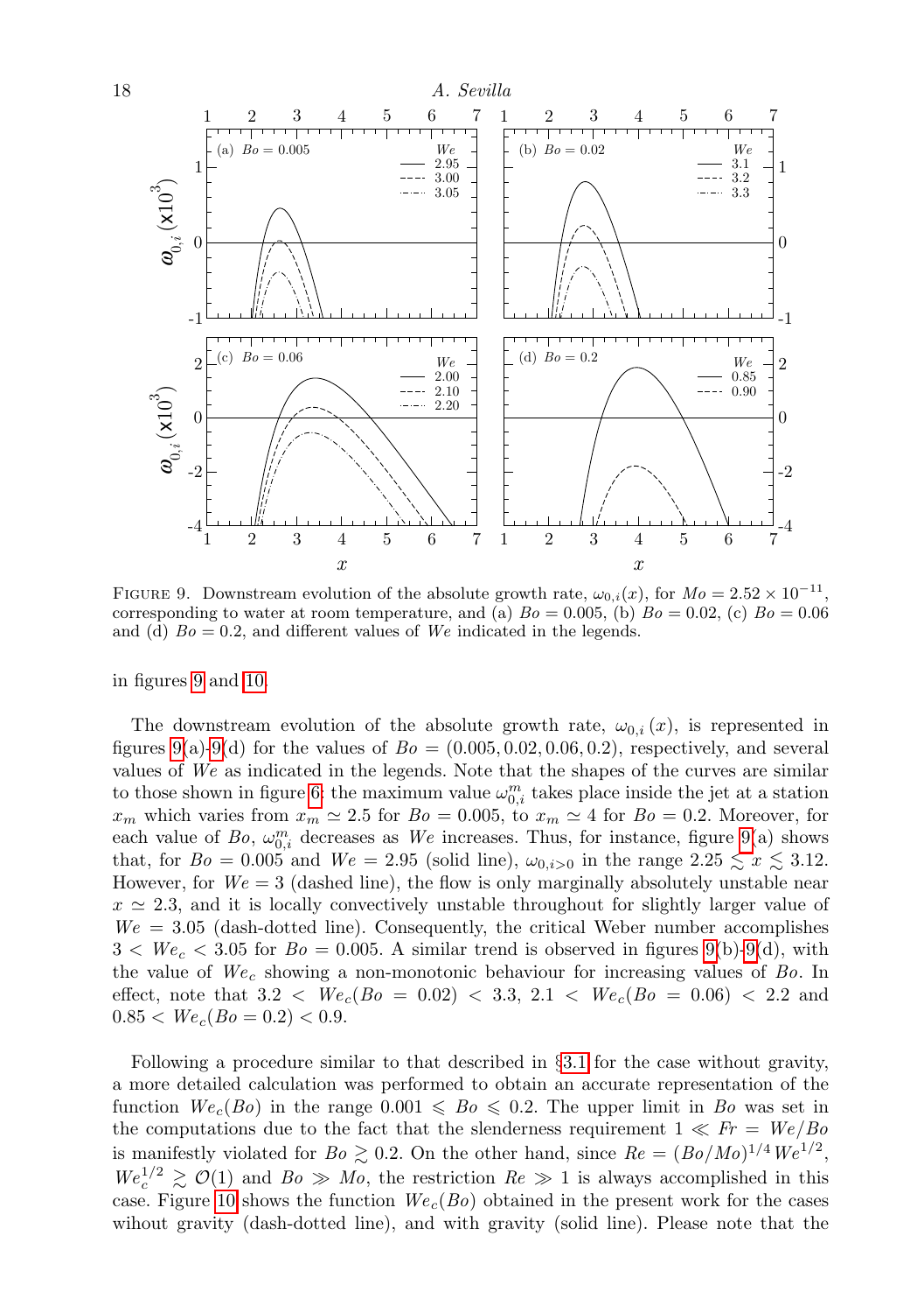(a) $Bo = 0.005$

$We$
2.95
3.00
3.05

(b) $Bo = 0.02$

$We$
3.1
3.2
3.3

(c) $Bo = 0.06$

$We$
2.00
2.10
2.20

(d) $Bo = 0.2$

$We$
0.85
0.90

$\omega_{0,i}\,(\mathrm{x}10^3)$

$x$

FIGURE 9. Downstream evolution of the absolute growth rate, $\omega_{0,i}(x)$, for $Mo = 2.52 \times 10^{-11}$, corresponding to water at room temperature, and (a) $Bo = 0.005$, (b) $Bo = 0.02$, (c) $Bo = 0.06$ and (d) $Bo = 0.2$, and different values of $We$ indicated in the legends.

in figures 9 and 10.

The downstream evolution of the absolute growth rate, $\omega_{0,i}(x)$, is represented in figures 9(a)-9(d) for the values of $Bo = (0.005, 0.02, 0.06, 0.2)$, respectively, and several values of $We$ as indicated in the legends. Note that the shapes of the curves are similar to those shown in figure 6: the maximum value $\omega_{0,i}^m$ takes place inside the jet at a station $x_m$ which varies from $x_m \simeq 2.5$ for $Bo = 0.005$, to $x_m \simeq 4$ for $Bo = 0.2$. Moreover, for each value of $Bo$, $\omega_{0,i}^m$ decreases as $We$ increases. Thus, for instance, figure 9(a) shows that, for $Bo = 0.005$ and $We = 2.95$ (solid line), $\omega_{0,i>0}$ in the range $2.25 \lesssim x \lesssim 3.12$. However, for $We = 3$ (dashed line), the flow is only marginally absolutely unstable near $x \simeq 2.3$, and it is locally convectively unstable throughout for slightly larger value of $We = 3.05$ (dash-dotted line). Consequently, the critical Weber number accomplishes $3 < We_c < 3.05$ for $Bo = 0.005$. A similar trend is observed in figures 9(b)-9(d), with the value of $We_c$ showing a non-monotonic behaviour for increasing values of $Bo$. In effect, note that $3.2 < We_c(Bo = 0.02) < 3.3$, $2.1 < We_c(Bo = 0.06) < 2.2$ and $0.85 < We_c(Bo = 0.2) < 0.9$.

Following a procedure similar to that described in §3.1 for the case without gravity, a more detailed calculation was performed to obtain an accurate representation of the function $We_c(Bo)$ in the range $0.001 \leqslant Bo \leqslant 0.2$. The upper limit in $Bo$ was set in the computations due to the fact that the slenderness requirement $1 \ll Fr = We/Bo$ is manifestly violated for $Bo \gtrsim 0.2$. On the other hand, since $Re = (Bo/Mo)^{1/4} We^{1/2}$, $We_c^{1/2} \gtrsim \mathcal{O}(1)$ and $Bo \gg Mo$, the restriction $Re \gg 1$ is always accomplished in this case. Figure 10 shows the function $We_c(Bo)$ obtained in the present work for the cases wihout gravity (dash-dotted line), and with gravity (solid line). Please note that the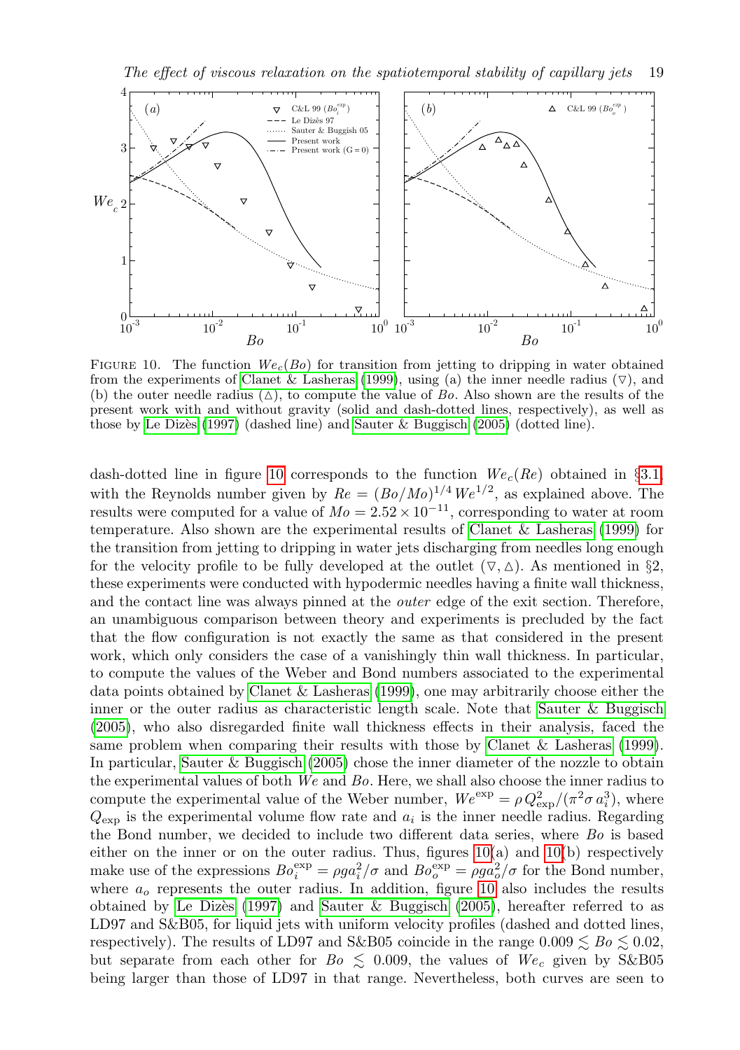(a)

C&L 99 ($Bo_i^{exp}$)
Le Dizès 97
Sauter & Buggisch 05
Present work
Present work (G = 0)

$We_c$

4
3
2
1
0

$10^{-3}$ $10^{-2}$ $10^{-1}$ $10^{0}$

$Bo$

(b)

C&L 99 ($Bo_o^{exp}$)

$10^{-3}$ $10^{-2}$ $10^{-1}$ $10^{0}$

$Bo$

FIGURE 10. The function $We_c(Bo)$ for transition from jetting to dripping in water obtained from the experiments of Clanet & Lasheras (1999), using (a) the inner needle radius (▽), and (b) the outer needle radius (△), to compute the value of $Bo$. Also shown are the results of the present work with and without gravity (solid and dash-dotted lines, respectively), as well as those by Le Dizès (1997) (dashed line) and Sauter & Buggisch (2005) (dotted line).

dash-dotted line in figure 10 corresponds to the function $We_c(Re)$ obtained in §3.1, with the Reynolds number given by $Re = (Bo/Mo)^{1/4}\, We^{1/2}$, as explained above. The results were computed for a value of $Mo = 2.52 \times 10^{-11}$, corresponding to water at room temperature. Also shown are the experimental results of Clanet & Lasheras (1999) for the transition from jetting to dripping in water jets discharging from needles long enough for the velocity profile to be fully developed at the outlet (▽, △). As mentioned in §2, these experiments were conducted with hypodermic needles having a finite wall thickness, and the contact line was always pinned at the *outer* edge of the exit section. Therefore, an unambiguous comparison between theory and experiments is precluded by the fact that the flow configuration is not exactly the same as that considered in the present work, which only considers the case of a vanishingly thin wall thickness. In particular, to compute the values of the Weber and Bond numbers associated to the experimental data points obtained by Clanet & Lasheras (1999), one may arbitrarily choose either the inner or the outer radius as characteristic length scale. Note that Sauter & Buggisch (2005), who also disregarded finite wall thickness effects in their analysis, faced the same problem when comparing their results with those by Clanet & Lasheras (1999). In particular, Sauter & Buggisch (2005) chose the inner diameter of the nozzle to obtain the experimental values of both $We$ and $Bo$. Here, we shall also choose the inner radius to compute the experimental value of the Weber number, $We^{\exp} = \rho\, Q_{\exp}^2/(\pi^2 \sigma\, a_i^3)$, where $Q_{\exp}$ is the experimental volume flow rate and $a_i$ is the inner needle radius. Regarding the Bond number, we decided to include two different data series, where $Bo$ is based either on the inner or on the outer radius. Thus, figures 10(a) and 10(b) respectively make use of the expressions $Bo_i^{\exp} = \rho g a_i^2/\sigma$ and $Bo_o^{\exp} = \rho g a_o^2/\sigma$ for the Bond number, where $a_o$ represents the outer radius. In addition, figure 10 also includes the results obtained by Le Dizès (1997) and Sauter & Buggisch (2005), hereafter referred to as LD97 and S&B05, for liquid jets with uniform velocity profiles (dashed and dotted lines, respectively). The results of LD97 and S&B05 coincide in the range $0.009 \lesssim Bo \lesssim 0.02$, but separate from each other for $Bo \lesssim 0.009$, the values of $We_c$ given by S&B05 being larger than those of LD97 in that range. Nevertheless, both curves are seen to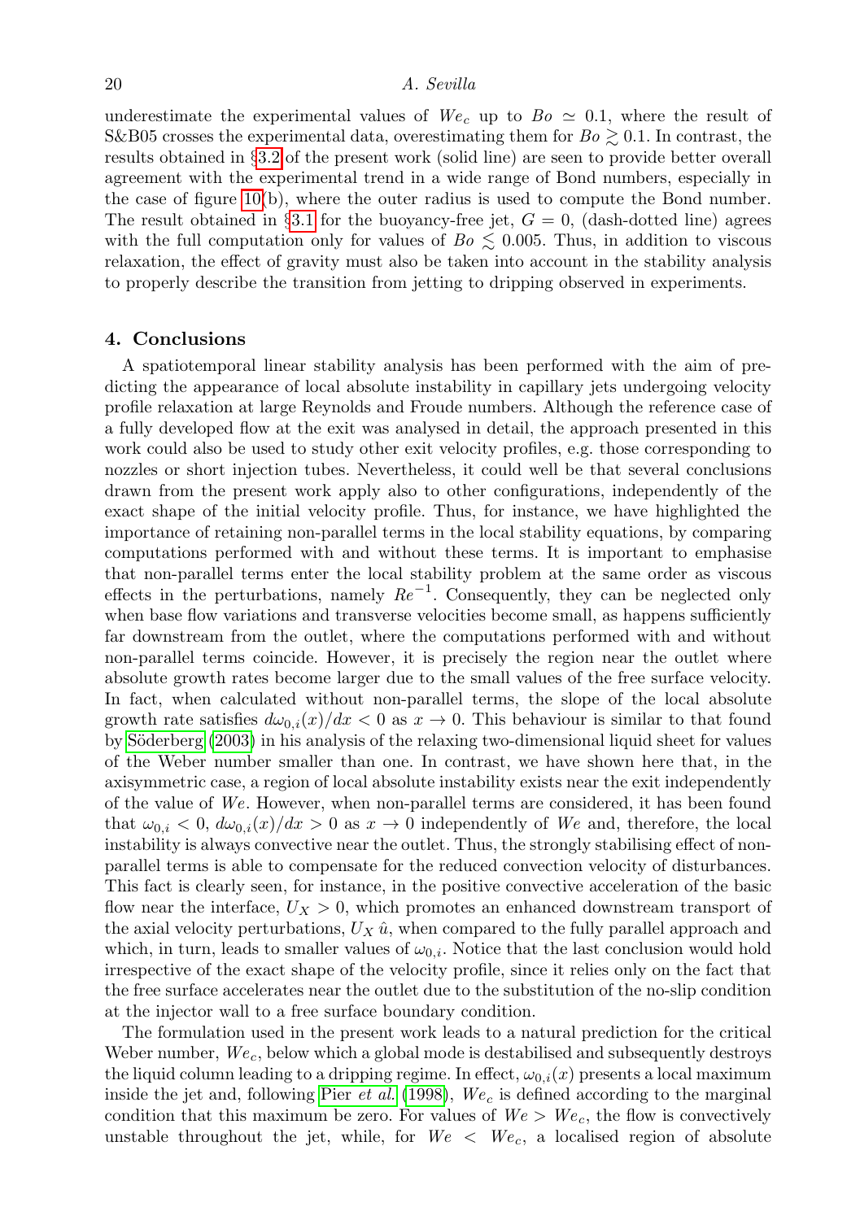underestimate the experimental values of $We_c$ up to $Bo \simeq 0.1$, where the result of S&B05 crosses the experimental data, overestimating them for $Bo \gtrsim 0.1$. In contrast, the results obtained in §3.2 of the present work (solid line) are seen to provide better overall agreement with the experimental trend in a wide range of Bond numbers, especially in the case of figure 10(b), where the outer radius is used to compute the Bond number. The result obtained in §3.1 for the buoyancy-free jet, $G = 0$, (dash-dotted line) agrees with the full computation only for values of $Bo \lesssim 0.005$. Thus, in addition to viscous relaxation, the effect of gravity must also be taken into account in the stability analysis to properly describe the transition from jetting to dripping observed in experiments.

## 4. Conclusions

A spatiotemporal linear stability analysis has been performed with the aim of predicting the appearance of local absolute instability in capillary jets undergoing velocity profile relaxation at large Reynolds and Froude numbers. Although the reference case of a fully developed flow at the exit was analysed in detail, the approach presented in this work could also be used to study other exit velocity profiles, e.g. those corresponding to nozzles or short injection tubes. Nevertheless, it could well be that several conclusions drawn from the present work apply also to other configurations, independently of the exact shape of the initial velocity profile. Thus, for instance, we have highlighted the importance of retaining non-parallel terms in the local stability equations, by comparing computations performed with and without these terms. It is important to emphasise that non-parallel terms enter the local stability problem at the same order as viscous effects in the perturbations, namely $Re^{-1}$. Consequently, they can be neglected only when base flow variations and transverse velocities become small, as happens sufficiently far downstream from the outlet, where the computations performed with and without non-parallel terms coincide. However, it is precisely the region near the outlet where absolute growth rates become larger due to the small values of the free surface velocity. In fact, when calculated without non-parallel terms, the slope of the local absolute growth rate satisfies $d\omega_{0,i}(x)/dx < 0$ as $x \to 0$. This behaviour is similar to that found by Söderberg (2003) in his analysis of the relaxing two-dimensional liquid sheet for values of the Weber number smaller than one. In contrast, we have shown here that, in the axisymmetric case, a region of local absolute instability exists near the exit independently of the value of $We$. However, when non-parallel terms are considered, it has been found that $\omega_{0,i} < 0$, $d\omega_{0,i}(x)/dx > 0$ as $x \to 0$ independently of $We$ and, therefore, the local instability is always convective near the outlet. Thus, the strongly stabilising effect of non-parallel terms is able to compensate for the reduced convection velocity of disturbances. This fact is clearly seen, for instance, in the positive convective acceleration of the basic flow near the interface, $U_X > 0$, which promotes an enhanced downstream transport of the axial velocity perturbations, $U_X \, \hat{u}$, when compared to the fully parallel approach and which, in turn, leads to smaller values of $\omega_{0,i}$. Notice that the last conclusion would hold irrespective of the exact shape of the velocity profile, since it relies only on the fact that the free surface accelerates near the outlet due to the substitution of the no-slip condition at the injector wall to a free surface boundary condition.

The formulation used in the present work leads to a natural prediction for the critical Weber number, $We_c$, below which a global mode is destabilised and subsequently destroys the liquid column leading to a dripping regime. In effect, $\omega_{0,i}(x)$ presents a local maximum inside the jet and, following Pier *et al.* (1998), $We_c$ is defined according to the marginal condition that this maximum be zero. For values of $We > We_c$, the flow is convectively unstable throughout the jet, while, for $We < We_c$, a localised region of absolute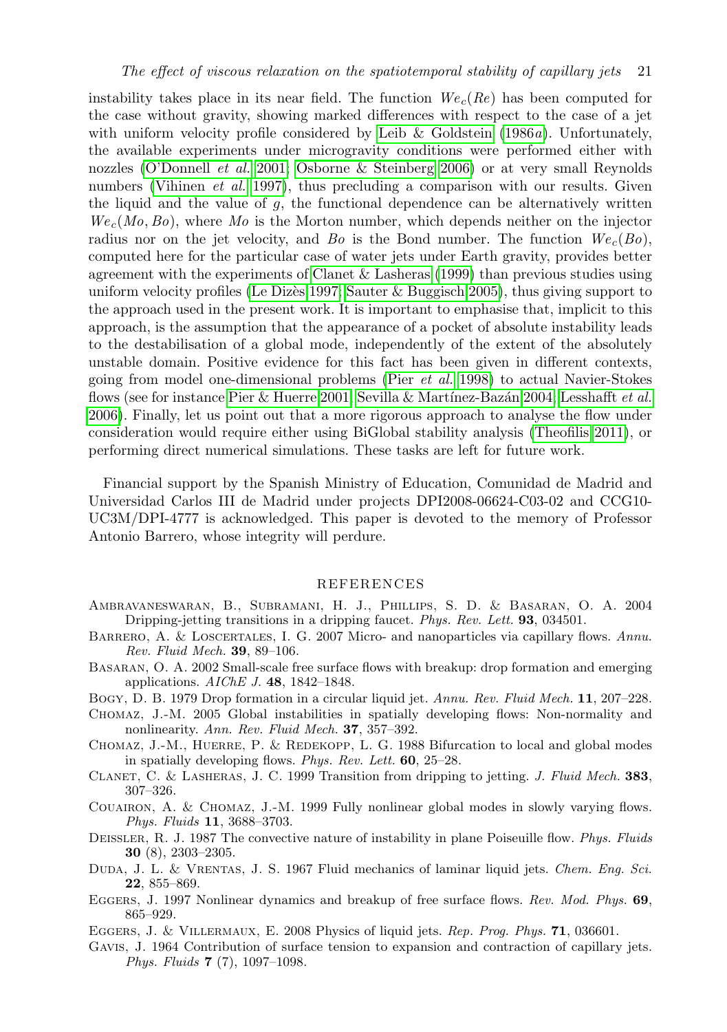instability takes place in its near field. The function $We_c(Re)$ has been computed for the case without gravity, showing marked differences with respect to the case of a jet with uniform velocity profile considered by Leib & Goldstein (1986*a*). Unfortunately, the available experiments under microgravity conditions were performed either with nozzles (O'Donnell *et al.* 2001; Osborne & Steinberg 2006) or at very small Reynolds numbers (Vihinen *et al.* 1997), thus precluding a comparison with our results. Given the liquid and the value of $g$, the functional dependence can be alternatively written $We_c(Mo, Bo)$, where $Mo$ is the Morton number, which depends neither on the injector radius nor on the jet velocity, and $Bo$ is the Bond number. The function $We_c(Bo)$, computed here for the particular case of water jets under Earth gravity, provides better agreement with the experiments of Clanet & Lasheras (1999) than previous studies using uniform velocity profiles (Le Dizès 1997; Sauter & Buggisch 2005), thus giving support to the approach used in the present work. It is important to emphasise that, implicit to this approach, is the assumption that the appearance of a pocket of absolute instability leads to the destabilisation of a global mode, independently of the extent of the absolutely unstable domain. Positive evidence for this fact has been given in different contexts, going from model one-dimensional problems (Pier *et al.* 1998) to actual Navier-Stokes flows (see for instance Pier & Huerre 2001; Sevilla & Martínez-Bazán 2004; Lesshafft *et al.* 2006). Finally, let us point out that a more rigorous approach to analyse the flow under consideration would require either using BiGlobal stability analysis (Theofilis 2011), or performing direct numerical simulations. These tasks are left for future work.

Financial support by the Spanish Ministry of Education, Comunidad de Madrid and Universidad Carlos III de Madrid under projects DPI2008-06624-C03-02 and CCG10-UC3M/DPI-4777 is acknowledged. This paper is devoted to the memory of Professor Antonio Barrero, whose integrity will perdure.

## REFERENCES

Ambravaneswaran, B., Subramani, H. J., Phillips, S. D. & Basaran, O. A. 2004 Dripping-jetting transitions in a dripping faucet. *Phys. Rev. Lett.* **93**, 034501.

Barrero, A. & Loscertales, I. G. 2007 Micro- and nanoparticles via capillary flows. *Annu. Rev. Fluid Mech.* **39**, 89–106.

Basaran, O. A. 2002 Small-scale free surface flows with breakup: drop formation and emerging applications. *AIChE J.* **48**, 1842–1848.

Bogy, D. B. 1979 Drop formation in a circular liquid jet. *Annu. Rev. Fluid Mech.* **11**, 207–228.

Chomaz, J.-M. 2005 Global instabilities in spatially developing flows: Non-normality and nonlinearity. *Ann. Rev. Fluid Mech.* **37**, 357–392.

Chomaz, J.-M., Huerre, P. & Redekopp, L. G. 1988 Bifurcation to local and global modes in spatially developing flows. *Phys. Rev. Lett.* **60**, 25–28.

Clanet, C. & Lasheras, J. C. 1999 Transition from dripping to jetting. *J. Fluid Mech.* **383**, 307–326.

Couairon, A. & Chomaz, J.-M. 1999 Fully nonlinear global modes in slowly varying flows. *Phys. Fluids* **11**, 3688–3703.

Deissler, R. J. 1987 The convective nature of instability in plane Poiseuille flow. *Phys. Fluids* **30** (8), 2303–2305.

Duda, J. L. & Vrentas, J. S. 1967 Fluid mechanics of laminar liquid jets. *Chem. Eng. Sci.* **22**, 855–869.

Eggers, J. 1997 Nonlinear dynamics and breakup of free surface flows. *Rev. Mod. Phys.* **69**, 865–929.

Eggers, J. & Villermaux, E. 2008 Physics of liquid jets. *Rep. Prog. Phys.* **71**, 036601.

Gavis, J. 1964 Contribution of surface tension to expansion and contraction of capillary jets. *Phys. Fluids* **7** (7), 1097–1098.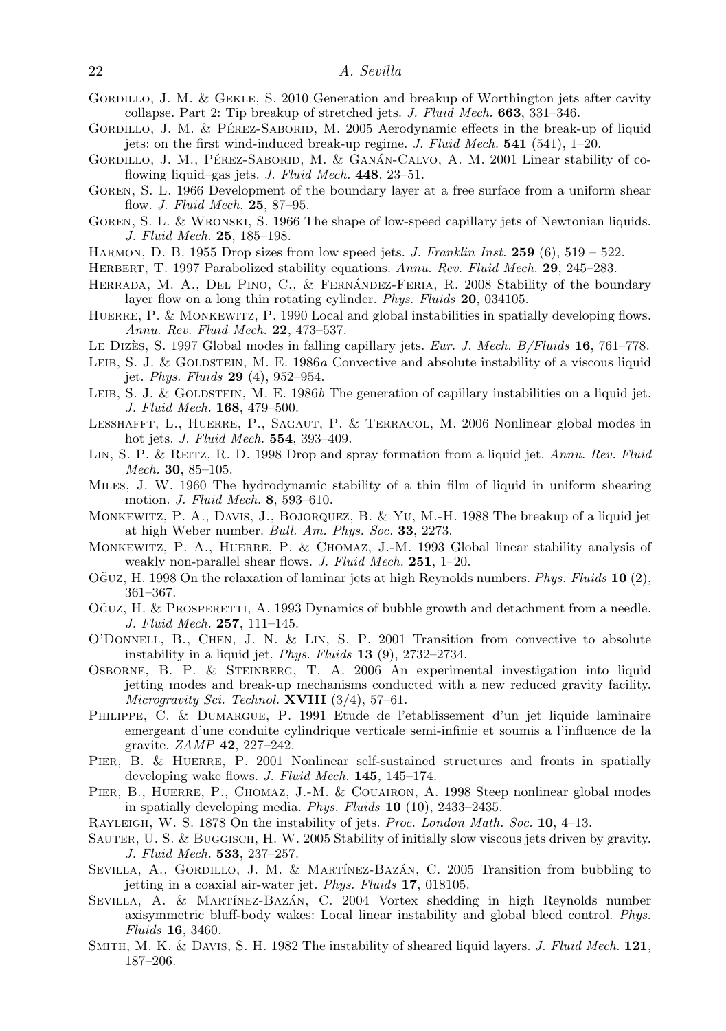Gordillo, J. M. & Gekle, S. 2010 Generation and breakup of Worthington jets after cavity collapse. Part 2: Tip breakup of stretched jets. *J. Fluid Mech.* **663**, 331–346.

Gordillo, J. M. & Pérez-Saborid, M. 2005 Aerodynamic effects in the break-up of liquid jets: on the first wind-induced break-up regime. *J. Fluid Mech.* **541** (541), 1–20.

Gordillo, J. M., Pérez-Saborid, M. & Gañán-Calvo, A. M. 2001 Linear stability of co-flowing liquid–gas jets. *J. Fluid Mech.* **448**, 23–51.

Goren, S. L. 1966 Development of the boundary layer at a free surface from a uniform shear flow. *J. Fluid Mech.* **25**, 87–95.

Goren, S. L. & Wronski, S. 1966 The shape of low-speed capillary jets of Newtonian liquids. *J. Fluid Mech.* **25**, 185–198.

Harmon, D. B. 1955 Drop sizes from low speed jets. *J. Franklin Inst.* **259** (6), 519 – 522.

Herbert, T. 1997 Parabolized stability equations. *Annu. Rev. Fluid Mech.* **29**, 245–283.

Herrada, M. A., Del Pino, C., & Fernández-Feria, R. 2008 Stability of the boundary layer flow on a long thin rotating cylinder. *Phys. Fluids* **20**, 034105.

Huerre, P. & Monkewitz, P. 1990 Local and global instabilities in spatially developing flows. *Annu. Rev. Fluid Mech.* **22**, 473–537.

Le Dizès, S. 1997 Global modes in falling capillary jets. *Eur. J. Mech. B/Fluids* **16**, 761–778.

Leib, S. J. & Goldstein, M. E. 1986*a* Convective and absolute instability of a viscous liquid jet. *Phys. Fluids* **29** (4), 952–954.

Leib, S. J. & Goldstein, M. E. 1986*b* The generation of capillary instabilities on a liquid jet. *J. Fluid Mech.* **168**, 479–500.

Lesshafft, L., Huerre, P., Sagaut, P. & Terracol, M. 2006 Nonlinear global modes in hot jets. *J. Fluid Mech.* **554**, 393–409.

Lin, S. P. & Reitz, R. D. 1998 Drop and spray formation from a liquid jet. *Annu. Rev. Fluid Mech.* **30**, 85–105.

Miles, J. W. 1960 The hydrodynamic stability of a thin film of liquid in uniform shearing motion. *J. Fluid Mech.* **8**, 593–610.

Monkewitz, P. A., Davis, J., Bojorquez, B. & Yu, M.-H. 1988 The breakup of a liquid jet at high Weber number. *Bull. Am. Phys. Soc.* **33**, 2273.

Monkewitz, P. A., Huerre, P. & Chomaz, J.-M. 1993 Global linear stability analysis of weakly non-parallel shear flows. *J. Fluid Mech.* **251**, 1–20.

Oğuz, H. 1998 On the relaxation of laminar jets at high Reynolds numbers. *Phys. Fluids* **10** (2), 361–367.

Oğuz, H. & Prosperetti, A. 1993 Dynamics of bubble growth and detachment from a needle. *J. Fluid Mech.* **257**, 111–145.

O'Donnell, B., Chen, J. N. & Lin, S. P. 2001 Transition from convective to absolute instability in a liquid jet. *Phys. Fluids* **13** (9), 2732–2734.

Osborne, B. P. & Steinberg, T. A. 2006 An experimental investigation into liquid jetting modes and break-up mechanisms conducted with a new reduced gravity facility. *Microgravity Sci. Technol.* **XVIII** (3/4), 57–61.

Philippe, C. & Dumargue, P. 1991 Etude de l'etablissement d'un jet liquide laminaire emergeant d'une conduite cylindrique verticale semi-infinie et soumis a l'influence de la gravite. *ZAMP* **42**, 227–242.

Pier, B. & Huerre, P. 2001 Nonlinear self-sustained structures and fronts in spatially developing wake flows. *J. Fluid Mech.* **145**, 145–174.

Pier, B., Huerre, P., Chomaz, J.-M. & Couairon, A. 1998 Steep nonlinear global modes in spatially developing media. *Phys. Fluids* **10** (10), 2433–2435.

Rayleigh, W. S. 1878 On the instability of jets. *Proc. London Math. Soc.* **10**, 4–13.

Sauter, U. S. & Buggisch, H. W. 2005 Stability of initially slow viscous jets driven by gravity. *J. Fluid Mech.* **533**, 237–257.

Sevilla, A., Gordillo, J. M. & Martínez-Bazán, C. 2005 Transition from bubbling to jetting in a coaxial air-water jet. *Phys. Fluids* **17**, 018105.

Sevilla, A. & Martínez-Bazán, C. 2004 Vortex shedding in high Reynolds number axisymmetric bluff-body wakes: Local linear instability and global bleed control. *Phys. Fluids* **16**, 3460.

Smith, M. K. & Davis, S. H. 1982 The instability of sheared liquid layers. *J. Fluid Mech.* **121**, 187–206.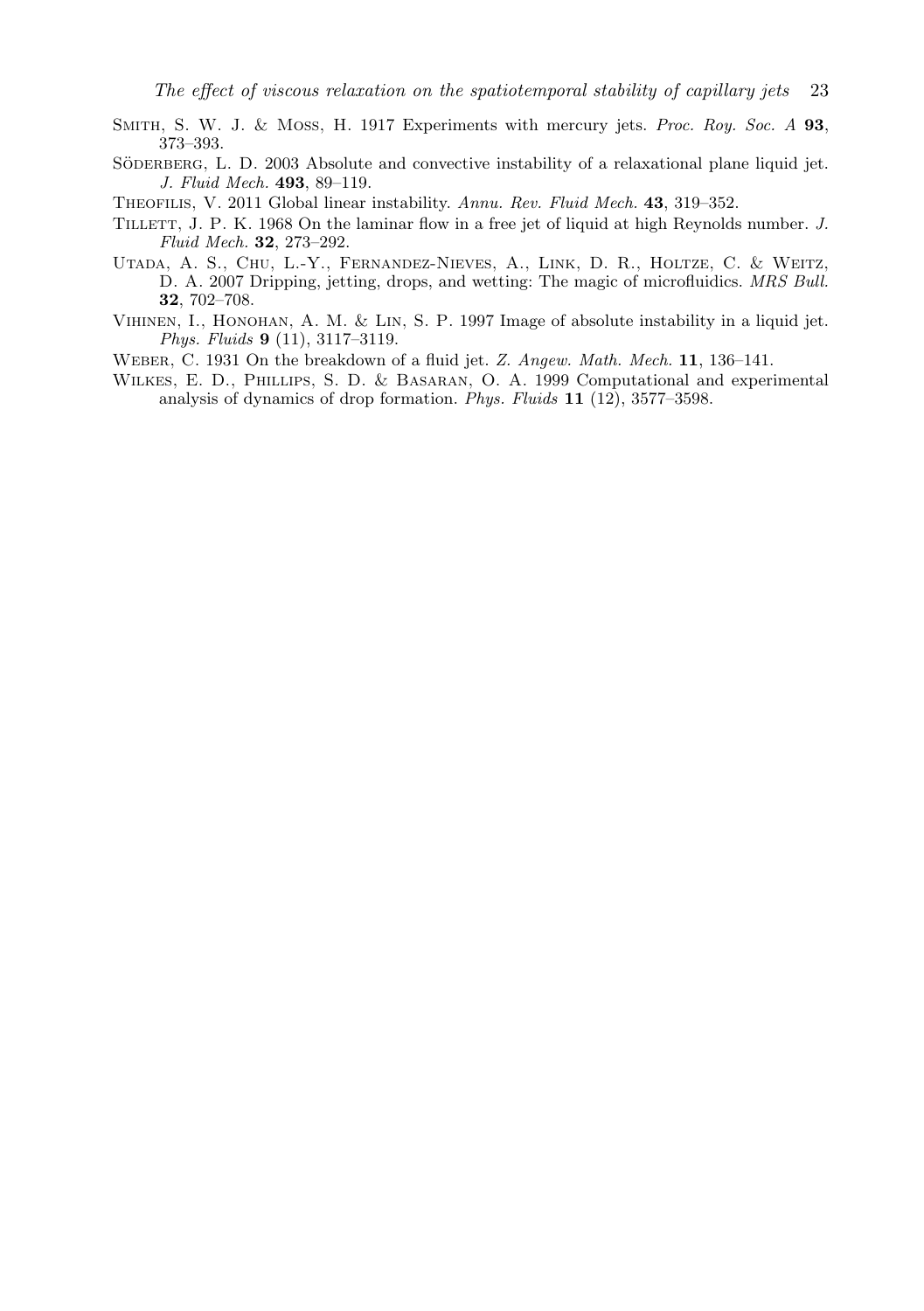Smith, S. W. J. & Moss, H. 1917 Experiments with mercury jets. *Proc. Roy. Soc. A* **93**, 373–393.

Söderberg, L. D. 2003 Absolute and convective instability of a relaxational plane liquid jet. *J. Fluid Mech.* **493**, 89–119.

Theofilis, V. 2011 Global linear instability. *Annu. Rev. Fluid Mech.* **43**, 319–352.

Tillett, J. P. K. 1968 On the laminar flow in a free jet of liquid at high Reynolds number. *J. Fluid Mech.* **32**, 273–292.

Utada, A. S., Chu, L.-Y., Fernandez-Nieves, A., Link, D. R., Holtze, C. & Weitz, D. A. 2007 Dripping, jetting, drops, and wetting: The magic of microfluidics. *MRS Bull.* **32**, 702–708.

Vihinen, I., Honohan, A. M. & Lin, S. P. 1997 Image of absolute instability in a liquid jet. *Phys. Fluids* **9** (11), 3117–3119.

Weber, C. 1931 On the breakdown of a fluid jet. *Z. Angew. Math. Mech.* **11**, 136–141.

Wilkes, E. D., Phillips, S. D. & Basaran, O. A. 1999 Computational and experimental analysis of dynamics of drop formation. *Phys. Fluids* **11** (12), 3577–3598.